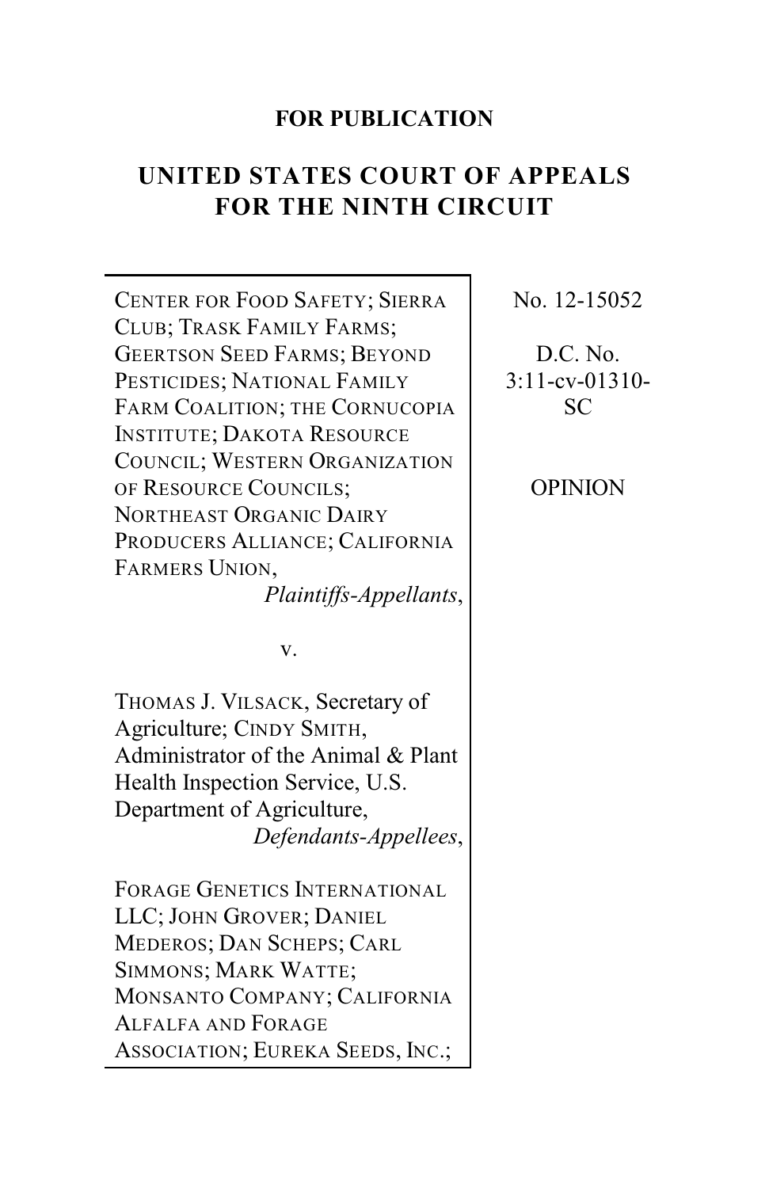**FOR PUBLICATION**

# UNITED STATES COURT OF APPEALS FOR THE NINTH CIRCUIT

CENTER FOR FOOD SAFETY; SIERRA CLUB; TRASK FAMILY FARMS; GEERTSON SEED FARMS; BEYOND PESTICIDES; NATIONAL FAMILY FARM COALITION; THE CORNUCOPIA INSTITUTE; DAKOTA RESOURCE COUNCIL; WESTERN ORGANIZATION OF RESOURCE COUNCILS; NORTHEAST ORGANIC DAIRY PRODUCERS ALLIANCE; CALIFORNIA FARMERS UNION,
*Plaintiffs-Appellants*,

v.

THOMAS J. VILSACK, Secretary of Agriculture; CINDY SMITH, Administrator of the Animal & Plant Health Inspection Service, U.S. Department of Agriculture,
*Defendants-Appellees*,

FORAGE GENETICS INTERNATIONAL LLC; JOHN GROVER; DANIEL MEDEROS; DAN SCHEPS; CARL SIMMONS; MARK WATTE; MONSANTO COMPANY; CALIFORNIA ALFALFA AND FORAGE ASSOCIATION; EUREKA SEEDS, INC.;

No. 12-15052

D.C. No. 3:11-cv-01310-SC

OPINION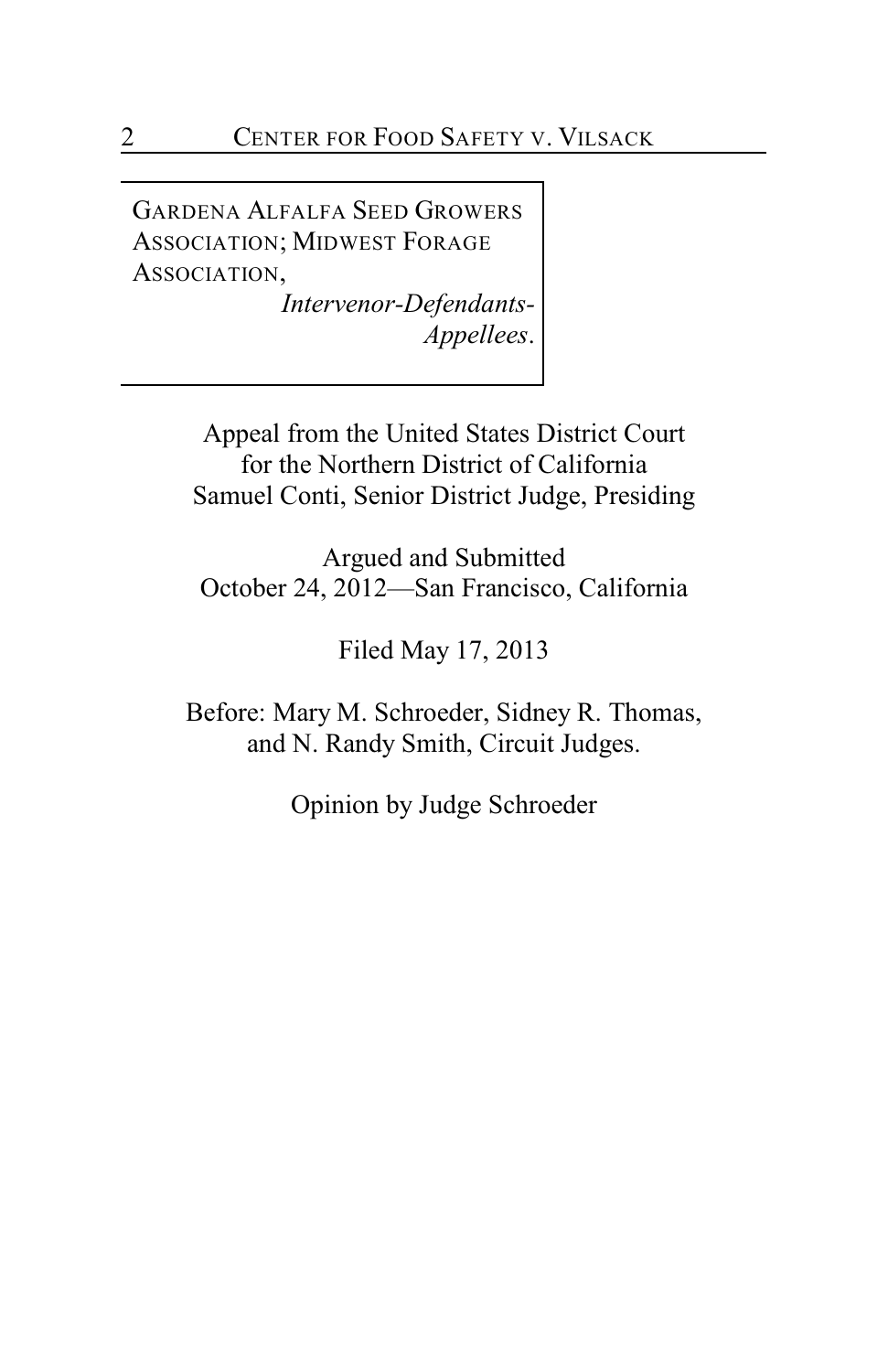GARDENA ALFALFA SEED GROWERS ASSOCIATION; MIDWEST FORAGE ASSOCIATION,
*Intervenor-Defendants-Appellees*.

Appeal from the United States District Court
for the Northern District of California
Samuel Conti, Senior District Judge, Presiding

Argued and Submitted
October 24, 2012—San Francisco, California

Filed May 17, 2013

Before: Mary M. Schroeder, Sidney R. Thomas, and N. Randy Smith, Circuit Judges.

Opinion by Judge Schroeder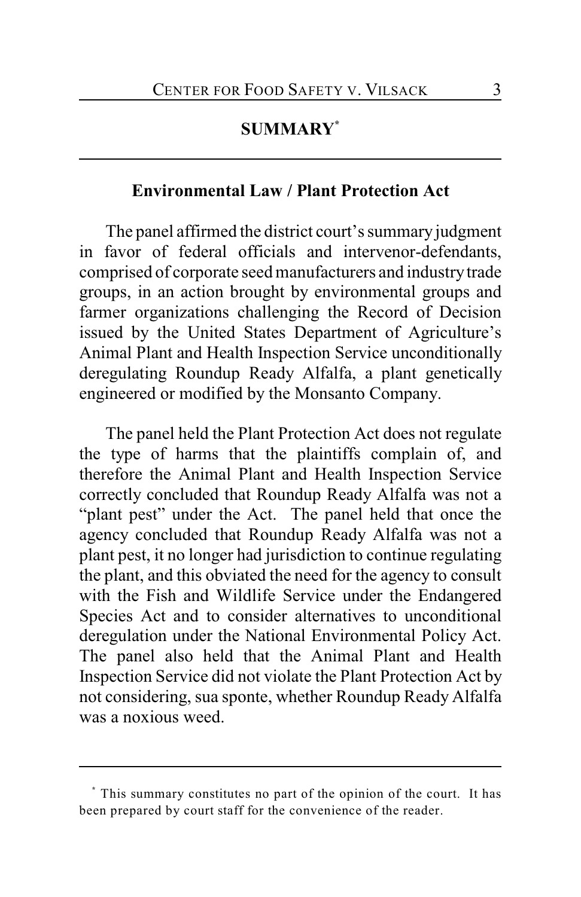## SUMMARY[*]

### Environmental Law / Plant Protection Act

The panel affirmed the district court's summary judgment in favor of federal officials and intervenor-defendants, comprised of corporate seed manufacturers and industry trade groups, in an action brought by environmental groups and farmer organizations challenging the Record of Decision issued by the United States Department of Agriculture's Animal Plant and Health Inspection Service unconditionally deregulating Roundup Ready Alfalfa, a plant genetically engineered or modified by the Monsanto Company.

The panel held the Plant Protection Act does not regulate the type of harms that the plaintiffs complain of, and therefore the Animal Plant and Health Inspection Service correctly concluded that Roundup Ready Alfalfa was not a "plant pest" under the Act. The panel held that once the agency concluded that Roundup Ready Alfalfa was not a plant pest, it no longer had jurisdiction to continue regulating the plant, and this obviated the need for the agency to consult with the Fish and Wildlife Service under the Endangered Species Act and to consider alternatives to unconditional deregulation under the National Environmental Policy Act. The panel also held that the Animal Plant and Health Inspection Service did not violate the Plant Protection Act by not considering, sua sponte, whether Roundup Ready Alfalfa was a noxious weed.

---

[*] This summary constitutes no part of the opinion of the court. It has been prepared by court staff for the convenience of the reader.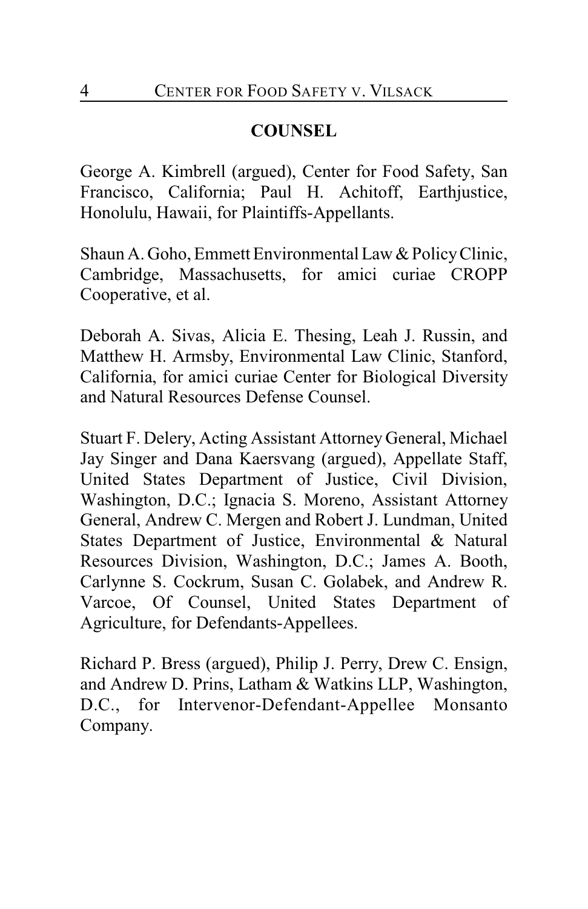## COUNSEL

George A. Kimbrell (argued), Center for Food Safety, San Francisco, California; Paul H. Achitoff, Earthjustice, Honolulu, Hawaii, for Plaintiffs-Appellants.

Shaun A. Goho, Emmett Environmental Law & Policy Clinic, Cambridge, Massachusetts, for amici curiae CROPP Cooperative, et al.

Deborah A. Sivas, Alicia E. Thesing, Leah J. Russin, and Matthew H. Armsby, Environmental Law Clinic, Stanford, California, for amici curiae Center for Biological Diversity and Natural Resources Defense Counsel.

Stuart F. Delery, Acting Assistant Attorney General, Michael Jay Singer and Dana Kaersvang (argued), Appellate Staff, United States Department of Justice, Civil Division, Washington, D.C.; Ignacia S. Moreno, Assistant Attorney General, Andrew C. Mergen and Robert J. Lundman, United States Department of Justice, Environmental & Natural Resources Division, Washington, D.C.; James A. Booth, Carlynne S. Cockrum, Susan C. Golabek, and Andrew R. Varcoe, Of Counsel, United States Department of Agriculture, for Defendants-Appellees.

Richard P. Bress (argued), Philip J. Perry, Drew C. Ensign, and Andrew D. Prins, Latham & Watkins LLP, Washington, D.C., for Intervenor-Defendant-Appellee Monsanto Company.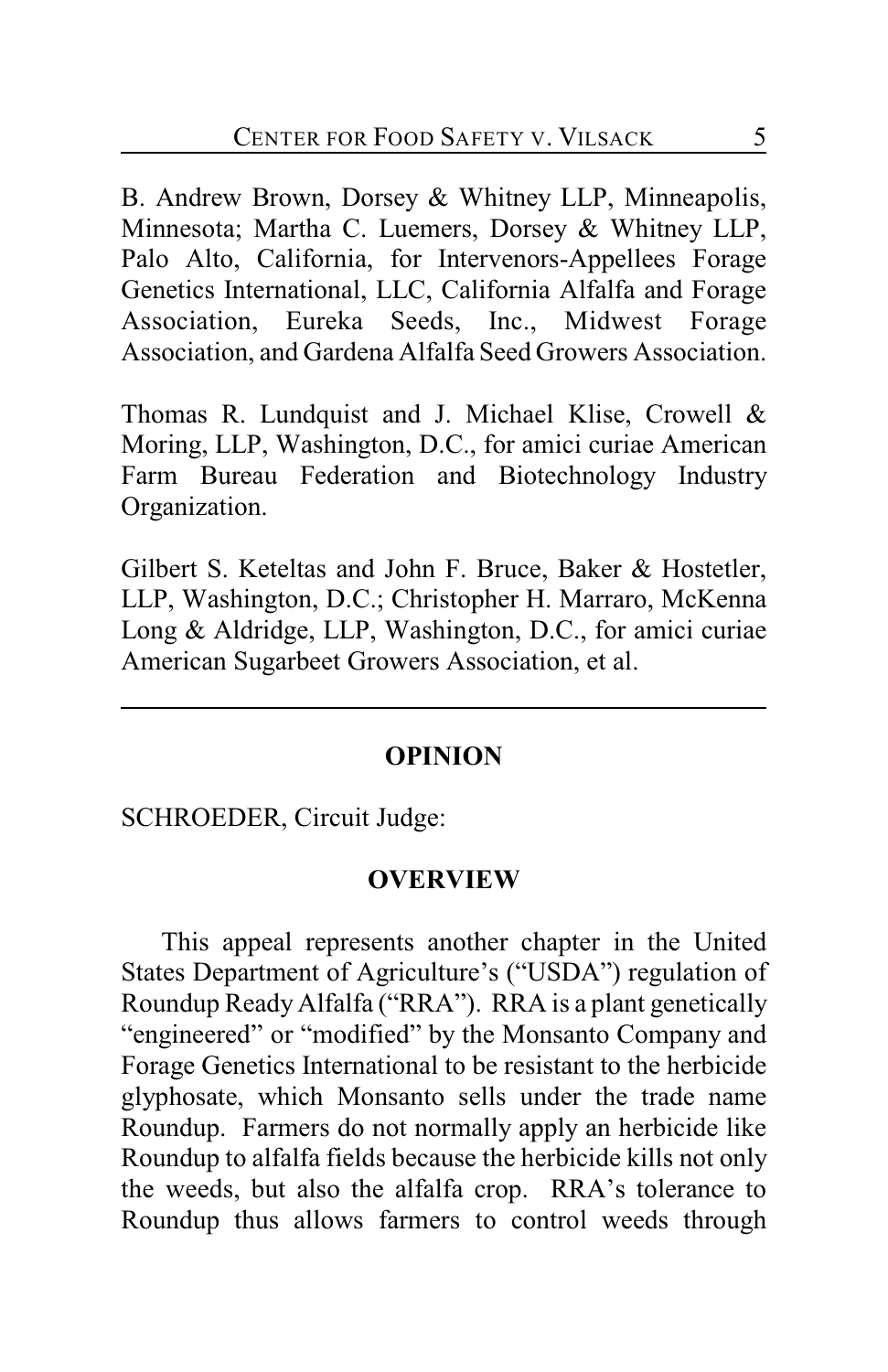B. Andrew Brown, Dorsey & Whitney LLP, Minneapolis, Minnesota; Martha C. Luemers, Dorsey & Whitney LLP, Palo Alto, California, for Intervenors-Appellees Forage Genetics International, LLC, California Alfalfa and Forage Association, Eureka Seeds, Inc., Midwest Forage Association, and Gardena Alfalfa Seed Growers Association.

Thomas R. Lundquist and J. Michael Klise, Crowell & Moring, LLP, Washington, D.C., for amici curiae American Farm Bureau Federation and Biotechnology Industry Organization.

Gilbert S. Keteltas and John F. Bruce, Baker & Hostetler, LLP, Washington, D.C.; Christopher H. Marraro, McKenna Long & Aldridge, LLP, Washington, D.C., for amici curiae American Sugarbeet Growers Association, et al.

---

## OPINION

SCHROEDER, Circuit Judge:

### OVERVIEW

This appeal represents another chapter in the United States Department of Agriculture's ("USDA") regulation of Roundup Ready Alfalfa ("RRA"). RRA is a plant genetically "engineered" or "modified" by the Monsanto Company and Forage Genetics International to be resistant to the herbicide glyphosate, which Monsanto sells under the trade name Roundup. Farmers do not normally apply an herbicide like Roundup to alfalfa fields because the herbicide kills not only the weeds, but also the alfalfa crop. RRA's tolerance to Roundup thus allows farmers to control weeds through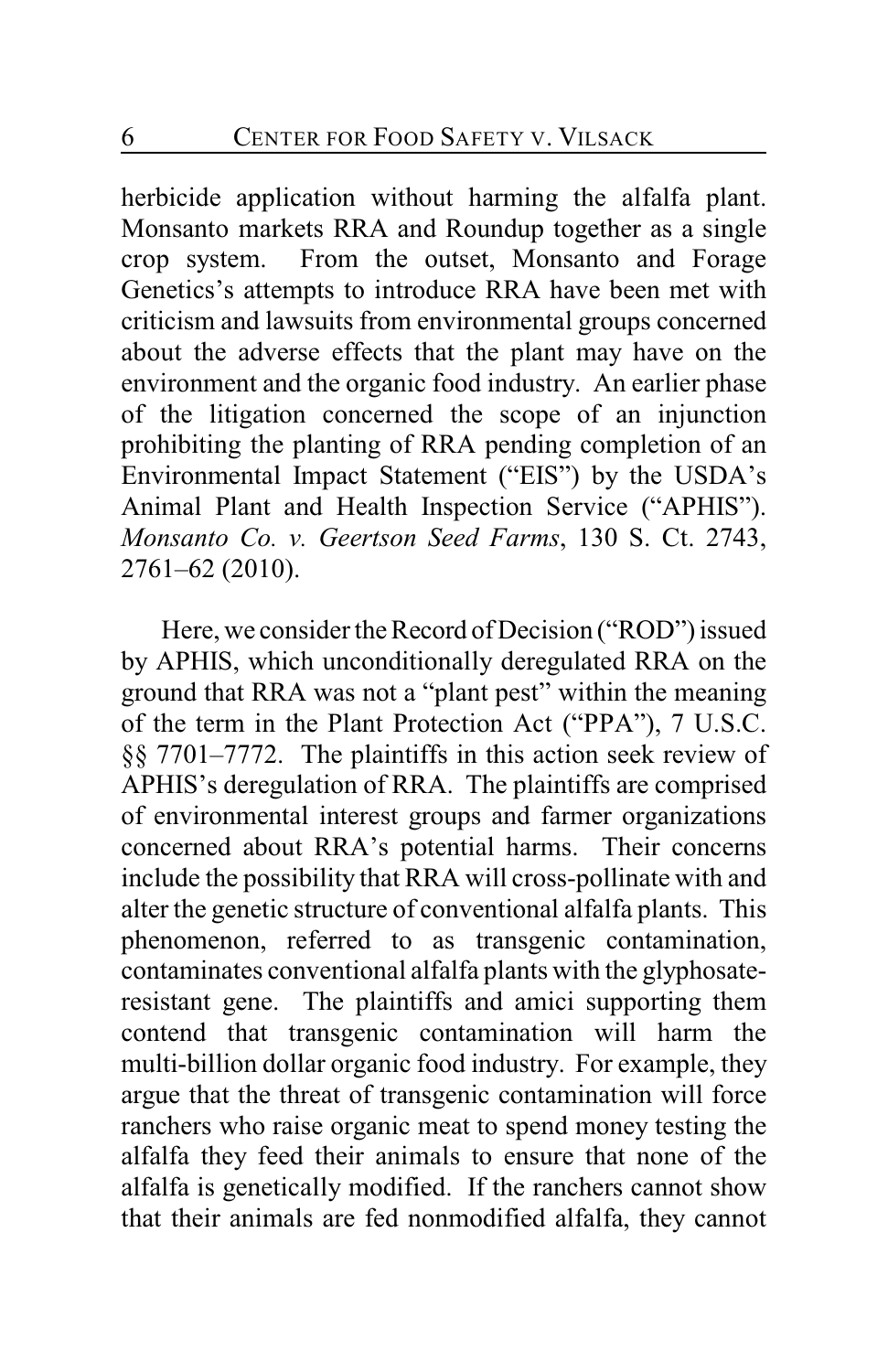herbicide application without harming the alfalfa plant. Monsanto markets RRA and Roundup together as a single crop system. From the outset, Monsanto and Forage Genetics's attempts to introduce RRA have been met with criticism and lawsuits from environmental groups concerned about the adverse effects that the plant may have on the environment and the organic food industry. An earlier phase of the litigation concerned the scope of an injunction prohibiting the planting of RRA pending completion of an Environmental Impact Statement ("EIS") by the USDA's Animal Plant and Health Inspection Service ("APHIS"). *Monsanto Co. v. Geertson Seed Farms*, 130 S. Ct. 2743, 2761–62 (2010).

Here, we consider the Record of Decision ("ROD") issued by APHIS, which unconditionally deregulated RRA on the ground that RRA was not a "plant pest" within the meaning of the term in the Plant Protection Act ("PPA"), 7 U.S.C. §§ 7701–7772. The plaintiffs in this action seek review of APHIS's deregulation of RRA. The plaintiffs are comprised of environmental interest groups and farmer organizations concerned about RRA's potential harms. Their concerns include the possibility that RRA will cross-pollinate with and alter the genetic structure of conventional alfalfa plants. This phenomenon, referred to as transgenic contamination, contaminates conventional alfalfa plants with the glyphosate-resistant gene. The plaintiffs and amici supporting them contend that transgenic contamination will harm the multi-billion dollar organic food industry. For example, they argue that the threat of transgenic contamination will force ranchers who raise organic meat to spend money testing the alfalfa they feed their animals to ensure that none of the alfalfa is genetically modified. If the ranchers cannot show that their animals are fed nonmodified alfalfa, they cannot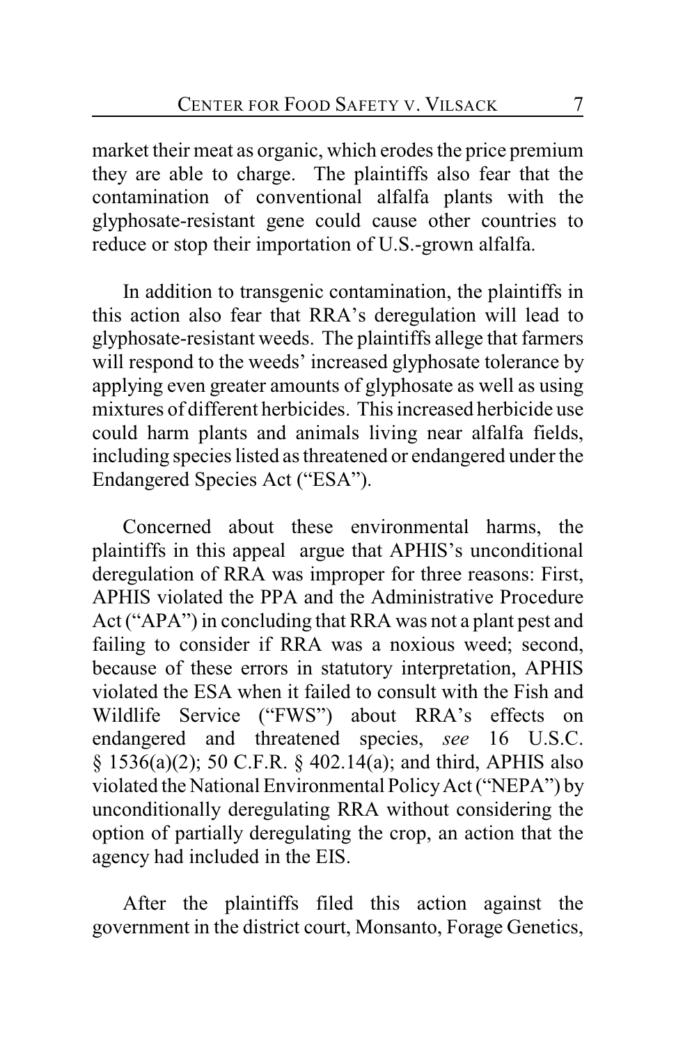market their meat as organic, which erodes the price premium they are able to charge. The plaintiffs also fear that the contamination of conventional alfalfa plants with the glyphosate-resistant gene could cause other countries to reduce or stop their importation of U.S.-grown alfalfa.

In addition to transgenic contamination, the plaintiffs in this action also fear that RRA's deregulation will lead to glyphosate-resistant weeds. The plaintiffs allege that farmers will respond to the weeds' increased glyphosate tolerance by applying even greater amounts of glyphosate as well as using mixtures of different herbicides. This increased herbicide use could harm plants and animals living near alfalfa fields, including species listed as threatened or endangered under the Endangered Species Act ("ESA").

Concerned about these environmental harms, the plaintiffs in this appeal argue that APHIS's unconditional deregulation of RRA was improper for three reasons: First, APHIS violated the PPA and the Administrative Procedure Act ("APA") in concluding that RRA was not a plant pest and failing to consider if RRA was a noxious weed; second, because of these errors in statutory interpretation, APHIS violated the ESA when it failed to consult with the Fish and Wildlife Service ("FWS") about RRA's effects on endangered and threatened species, *see* 16 U.S.C. § 1536(a)(2); 50 C.F.R. § 402.14(a); and third, APHIS also violated the National Environmental Policy Act ("NEPA") by unconditionally deregulating RRA without considering the option of partially deregulating the crop, an action that the agency had included in the EIS.

After the plaintiffs filed this action against the government in the district court, Monsanto, Forage Genetics,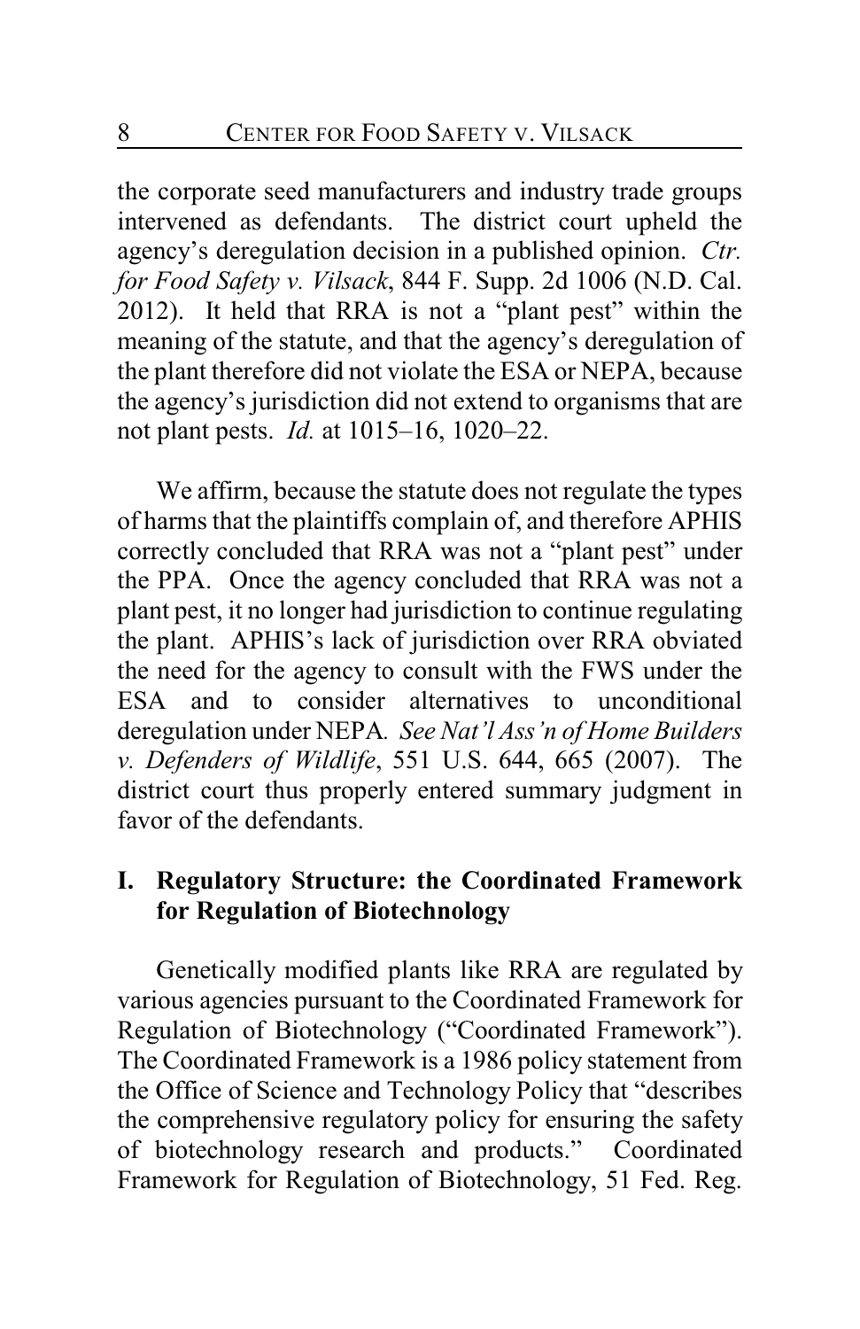the corporate seed manufacturers and industry trade groups intervened as defendants. The district court upheld the agency's deregulation decision in a published opinion. *Ctr. for Food Safety v. Vilsack*, 844 F. Supp. 2d 1006 (N.D. Cal. 2012). It held that RRA is not a "plant pest" within the meaning of the statute, and that the agency's deregulation of the plant therefore did not violate the ESA or NEPA, because the agency's jurisdiction did not extend to organisms that are not plant pests. *Id.* at 1015–16, 1020–22.

We affirm, because the statute does not regulate the types of harms that the plaintiffs complain of, and therefore APHIS correctly concluded that RRA was not a "plant pest" under the PPA. Once the agency concluded that RRA was not a plant pest, it no longer had jurisdiction to continue regulating the plant. APHIS's lack of jurisdiction over RRA obviated the need for the agency to consult with the FWS under the ESA and to consider alternatives to unconditional deregulation under NEPA. *See Nat'l Ass'n of Home Builders v. Defenders of Wildlife*, 551 U.S. 644, 665 (2007). The district court thus properly entered summary judgment in favor of the defendants.

## I. Regulatory Structure: the Coordinated Framework for Regulation of Biotechnology

Genetically modified plants like RRA are regulated by various agencies pursuant to the Coordinated Framework for Regulation of Biotechnology ("Coordinated Framework"). The Coordinated Framework is a 1986 policy statement from the Office of Science and Technology Policy that "describes the comprehensive regulatory policy for ensuring the safety of biotechnology research and products." Coordinated Framework for Regulation of Biotechnology, 51 Fed. Reg.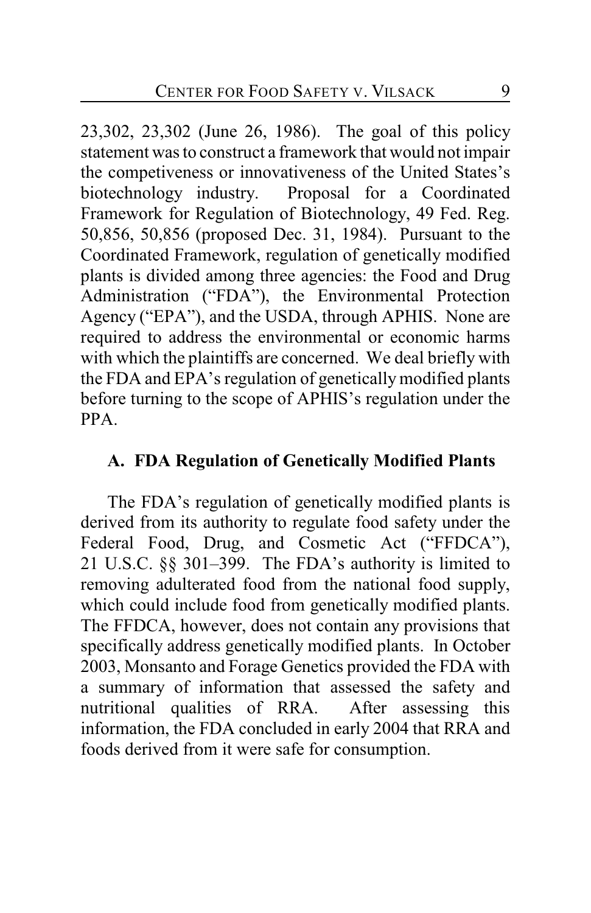23,302, 23,302 (June 26, 1986). The goal of this policy statement was to construct a framework that would not impair the competiveness or innovativeness of the United States's biotechnology industry. Proposal for a Coordinated Framework for Regulation of Biotechnology, 49 Fed. Reg. 50,856, 50,856 (proposed Dec. 31, 1984). Pursuant to the Coordinated Framework, regulation of genetically modified plants is divided among three agencies: the Food and Drug Administration ("FDA"), the Environmental Protection Agency ("EPA"), and the USDA, through APHIS. None are required to address the environmental or economic harms with which the plaintiffs are concerned. We deal briefly with the FDA and EPA's regulation of genetically modified plants before turning to the scope of APHIS's regulation under the PPA.

### A. FDA Regulation of Genetically Modified Plants

The FDA's regulation of genetically modified plants is derived from its authority to regulate food safety under the Federal Food, Drug, and Cosmetic Act ("FFDCA"), 21 U.S.C. §§ 301–399. The FDA's authority is limited to removing adulterated food from the national food supply, which could include food from genetically modified plants. The FFDCA, however, does not contain any provisions that specifically address genetically modified plants. In October 2003, Monsanto and Forage Genetics provided the FDA with a summary of information that assessed the safety and nutritional qualities of RRA. After assessing this information, the FDA concluded in early 2004 that RRA and foods derived from it were safe for consumption.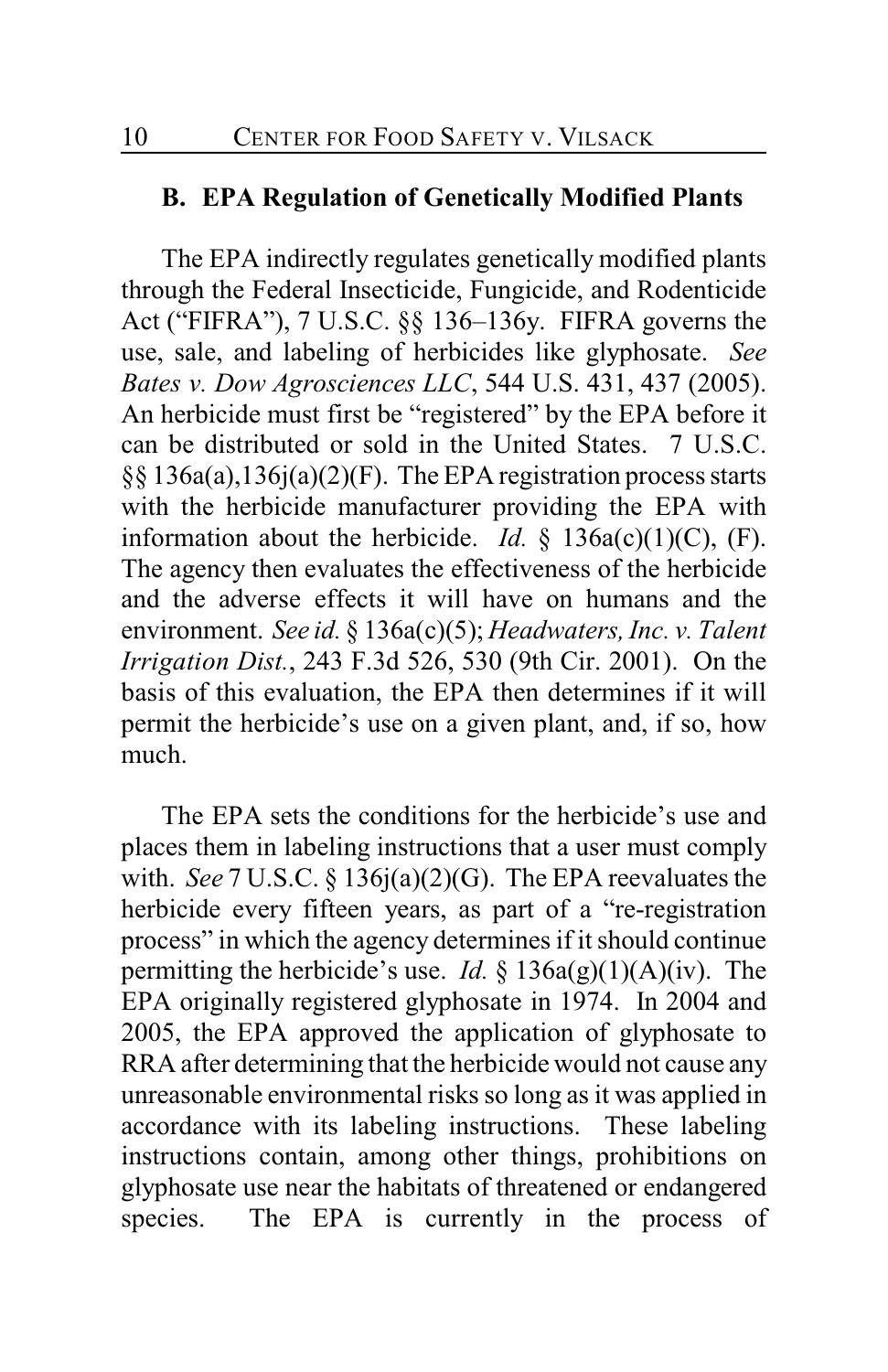## B. EPA Regulation of Genetically Modified Plants

The EPA indirectly regulates genetically modified plants through the Federal Insecticide, Fungicide, and Rodenticide Act ("FIFRA"), 7 U.S.C. §§ 136–136y. FIFRA governs the use, sale, and labeling of herbicides like glyphosate. *See Bates v. Dow Agrosciences LLC*, 544 U.S. 431, 437 (2005). An herbicide must first be "registered" by the EPA before it can be distributed or sold in the United States. 7 U.S.C. §§ 136a(a),136j(a)(2)(F). The EPA registration process starts with the herbicide manufacturer providing the EPA with information about the herbicide. *Id.* § 136a(c)(1)(C), (F). The agency then evaluates the effectiveness of the herbicide and the adverse effects it will have on humans and the environment. *See id.* § 136a(c)(5); *Headwaters, Inc. v. Talent Irrigation Dist.*, 243 F.3d 526, 530 (9th Cir. 2001). On the basis of this evaluation, the EPA then determines if it will permit the herbicide's use on a given plant, and, if so, how much.

The EPA sets the conditions for the herbicide's use and places them in labeling instructions that a user must comply with. *See* 7 U.S.C. § 136j(a)(2)(G). The EPA reevaluates the herbicide every fifteen years, as part of a "re-registration process" in which the agency determines if it should continue permitting the herbicide's use. *Id.* § 136a(g)(1)(A)(iv). The EPA originally registered glyphosate in 1974. In 2004 and 2005, the EPA approved the application of glyphosate to RRA after determining that the herbicide would not cause any unreasonable environmental risks so long as it was applied in accordance with its labeling instructions. These labeling instructions contain, among other things, prohibitions on glyphosate use near the habitats of threatened or endangered species. The EPA is currently in the process of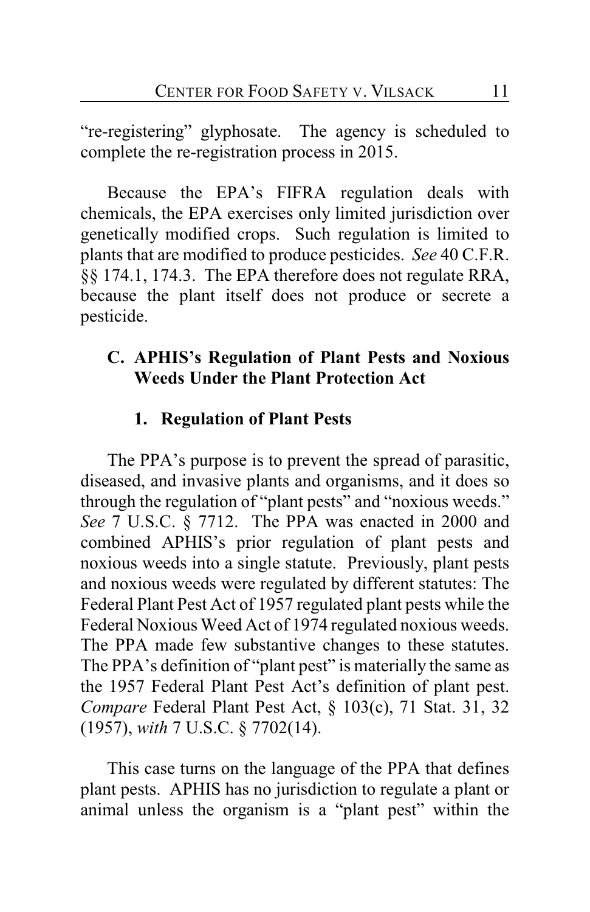"re-registering" glyphosate. The agency is scheduled to complete the re-registration process in 2015.

Because the EPA's FIFRA regulation deals with chemicals, the EPA exercises only limited jurisdiction over genetically modified crops. Such regulation is limited to plants that are modified to produce pesticides. *See* 40 C.F.R. §§ 174.1, 174.3. The EPA therefore does not regulate RRA, because the plant itself does not produce or secrete a pesticide.

### C. APHIS's Regulation of Plant Pests and Noxious Weeds Under the Plant Protection Act

#### 1. Regulation of Plant Pests

The PPA's purpose is to prevent the spread of parasitic, diseased, and invasive plants and organisms, and it does so through the regulation of "plant pests" and "noxious weeds." *See* 7 U.S.C. § 7712. The PPA was enacted in 2000 and combined APHIS's prior regulation of plant pests and noxious weeds into a single statute. Previously, plant pests and noxious weeds were regulated by different statutes: The Federal Plant Pest Act of 1957 regulated plant pests while the Federal Noxious Weed Act of 1974 regulated noxious weeds. The PPA made few substantive changes to these statutes. The PPA's definition of "plant pest" is materially the same as the 1957 Federal Plant Pest Act's definition of plant pest. *Compare* Federal Plant Pest Act, § 103(c), 71 Stat. 31, 32 (1957), *with* 7 U.S.C. § 7702(14).

This case turns on the language of the PPA that defines plant pests. APHIS has no jurisdiction to regulate a plant or animal unless the organism is a "plant pest" within the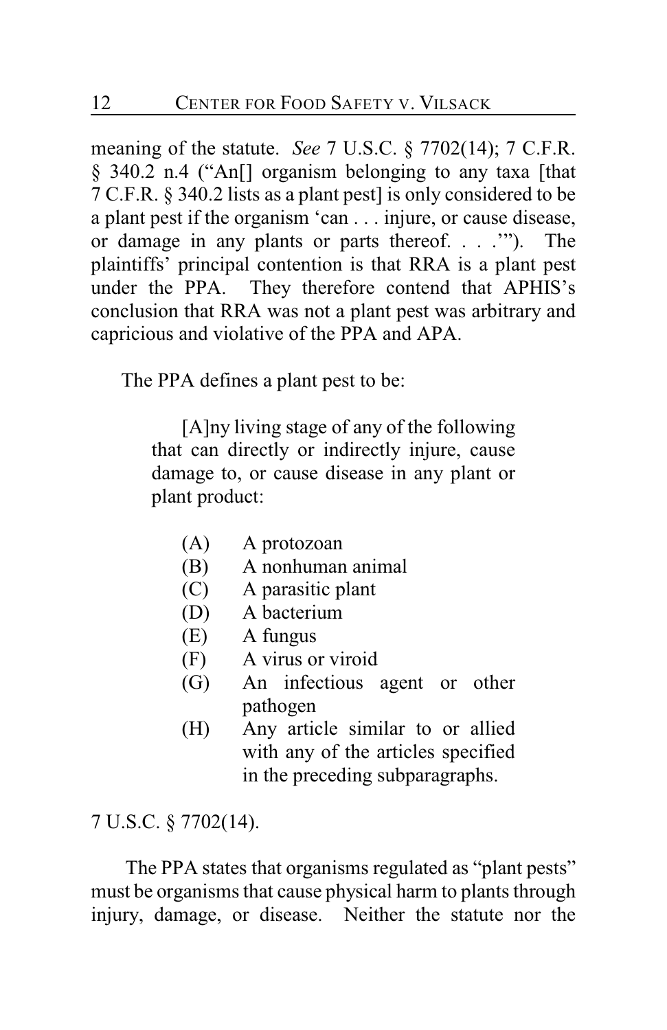meaning of the statute. *See* 7 U.S.C. § 7702(14); 7 C.F.R. § 340.2 n.4 ("An[] organism belonging to any taxa [that 7 C.F.R. § 340.2 lists as a plant pest] is only considered to be a plant pest if the organism 'can . . . injure, or cause disease, or damage in any plants or parts thereof. . . .'"). The plaintiffs' principal contention is that RRA is a plant pest under the PPA. They therefore contend that APHIS's conclusion that RRA was not a plant pest was arbitrary and capricious and violative of the PPA and APA.

The PPA defines a plant pest to be:

> [A]ny living stage of any of the following that can directly or indirectly injure, cause damage to, or cause disease in any plant or plant product:
>
> (A) A protozoan
> (B) A nonhuman animal
> (C) A parasitic plant
> (D) A bacterium
> (E) A fungus
> (F) A virus or viroid
> (G) An infectious agent or other pathogen
> (H) Any article similar to or allied with any of the articles specified in the preceding subparagraphs.

7 U.S.C. § 7702(14).

The PPA states that organisms regulated as "plant pests" must be organisms that cause physical harm to plants through injury, damage, or disease. Neither the statute nor the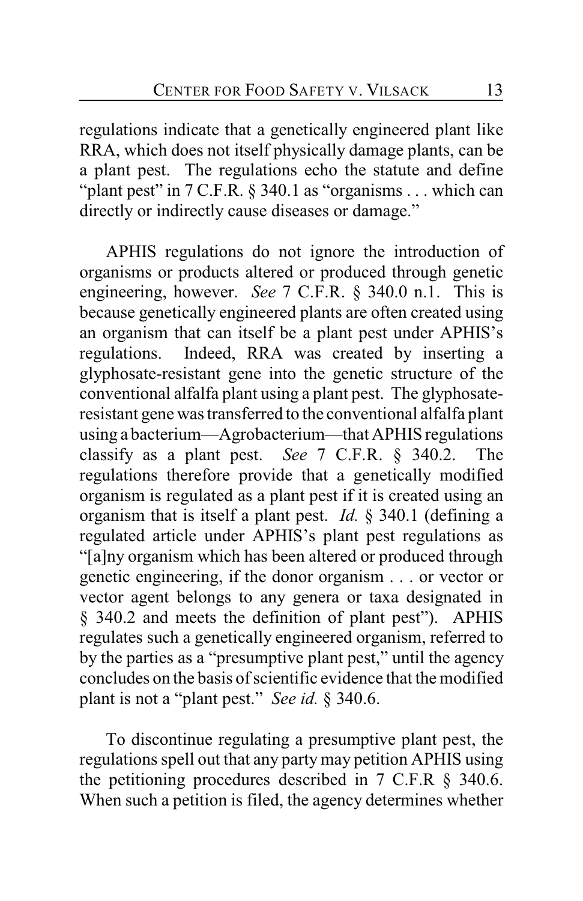regulations indicate that a genetically engineered plant like RRA, which does not itself physically damage plants, can be a plant pest. The regulations echo the statute and define "plant pest" in 7 C.F.R. § 340.1 as "organisms . . . which can directly or indirectly cause diseases or damage."

APHIS regulations do not ignore the introduction of organisms or products altered or produced through genetic engineering, however. *See* 7 C.F.R. § 340.0 n.1. This is because genetically engineered plants are often created using an organism that can itself be a plant pest under APHIS's regulations. Indeed, RRA was created by inserting a glyphosate-resistant gene into the genetic structure of the conventional alfalfa plant using a plant pest. The glyphosate-resistant gene was transferred to the conventional alfalfa plant using a bacterium—Agrobacterium—that APHIS regulations classify as a plant pest. *See* 7 C.F.R. § 340.2. The regulations therefore provide that a genetically modified organism is regulated as a plant pest if it is created using an organism that is itself a plant pest. *Id.* § 340.1 (defining a regulated article under APHIS's plant pest regulations as "[a]ny organism which has been altered or produced through genetic engineering, if the donor organism . . . or vector or vector agent belongs to any genera or taxa designated in § 340.2 and meets the definition of plant pest"). APHIS regulates such a genetically engineered organism, referred to by the parties as a "presumptive plant pest," until the agency concludes on the basis of scientific evidence that the modified plant is not a "plant pest." *See id.* § 340.6.

To discontinue regulating a presumptive plant pest, the regulations spell out that any party may petition APHIS using the petitioning procedures described in 7 C.F.R § 340.6. When such a petition is filed, the agency determines whether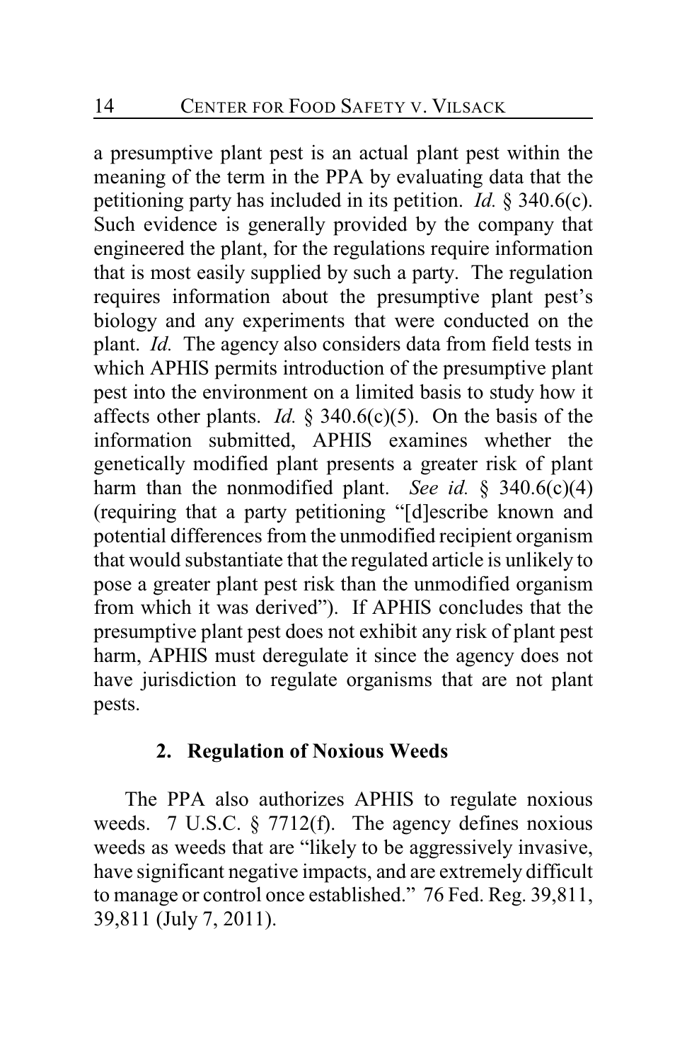a presumptive plant pest is an actual plant pest within the meaning of the term in the PPA by evaluating data that the petitioning party has included in its petition. *Id.* § 340.6(c). Such evidence is generally provided by the company that engineered the plant, for the regulations require information that is most easily supplied by such a party. The regulation requires information about the presumptive plant pest's biology and any experiments that were conducted on the plant. *Id.* The agency also considers data from field tests in which APHIS permits introduction of the presumptive plant pest into the environment on a limited basis to study how it affects other plants. *Id.* § 340.6(c)(5). On the basis of the information submitted, APHIS examines whether the genetically modified plant presents a greater risk of plant harm than the nonmodified plant. *See id.* § 340.6(c)(4) (requiring that a party petitioning "[d]escribe known and potential differences from the unmodified recipient organism that would substantiate that the regulated article is unlikely to pose a greater plant pest risk than the unmodified organism from which it was derived"). If APHIS concludes that the presumptive plant pest does not exhibit any risk of plant pest harm, APHIS must deregulate it since the agency does not have jurisdiction to regulate organisms that are not plant pests.

### 2. Regulation of Noxious Weeds

The PPA also authorizes APHIS to regulate noxious weeds. 7 U.S.C. § 7712(f). The agency defines noxious weeds as weeds that are "likely to be aggressively invasive, have significant negative impacts, and are extremely difficult to manage or control once established." 76 Fed. Reg. 39,811, 39,811 (July 7, 2011).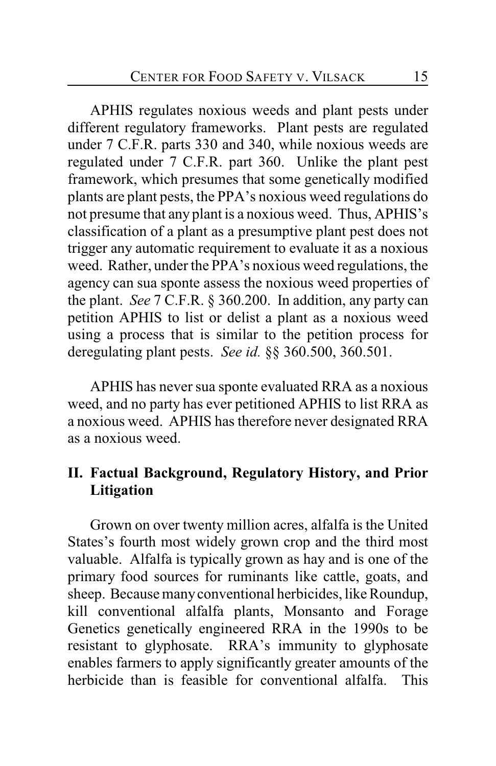APHIS regulates noxious weeds and plant pests under different regulatory frameworks. Plant pests are regulated under 7 C.F.R. parts 330 and 340, while noxious weeds are regulated under 7 C.F.R. part 360. Unlike the plant pest framework, which presumes that some genetically modified plants are plant pests, the PPA's noxious weed regulations do not presume that any plant is a noxious weed. Thus, APHIS's classification of a plant as a presumptive plant pest does not trigger any automatic requirement to evaluate it as a noxious weed. Rather, under the PPA's noxious weed regulations, the agency can sua sponte assess the noxious weed properties of the plant. *See* 7 C.F.R. § 360.200. In addition, any party can petition APHIS to list or delist a plant as a noxious weed using a process that is similar to the petition process for deregulating plant pests. *See id.* §§ 360.500, 360.501.

APHIS has never sua sponte evaluated RRA as a noxious weed, and no party has ever petitioned APHIS to list RRA as a noxious weed. APHIS has therefore never designated RRA as a noxious weed.

## II. Factual Background, Regulatory History, and Prior Litigation

Grown on over twenty million acres, alfalfa is the United States's fourth most widely grown crop and the third most valuable. Alfalfa is typically grown as hay and is one of the primary food sources for ruminants like cattle, goats, and sheep. Because many conventional herbicides, like Roundup, kill conventional alfalfa plants, Monsanto and Forage Genetics genetically engineered RRA in the 1990s to be resistant to glyphosate. RRA's immunity to glyphosate enables farmers to apply significantly greater amounts of the herbicide than is feasible for conventional alfalfa. This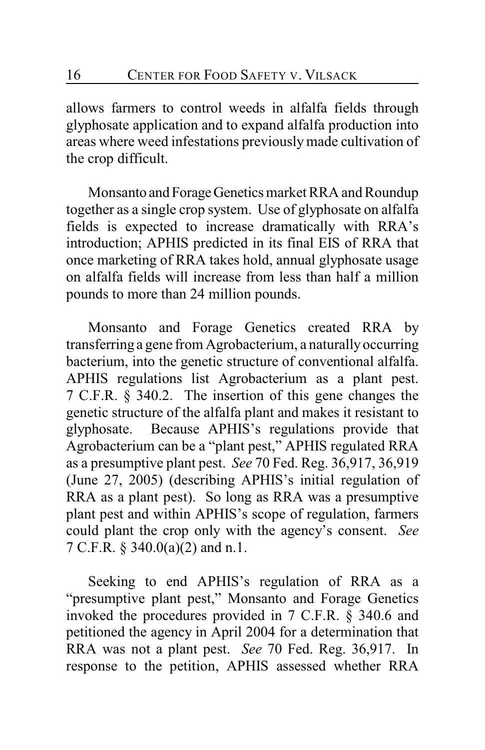allows farmers to control weeds in alfalfa fields through glyphosate application and to expand alfalfa production into areas where weed infestations previously made cultivation of the crop difficult.

Monsanto and Forage Genetics market RRA and Roundup together as a single crop system. Use of glyphosate on alfalfa fields is expected to increase dramatically with RRA's introduction; APHIS predicted in its final EIS of RRA that once marketing of RRA takes hold, annual glyphosate usage on alfalfa fields will increase from less than half a million pounds to more than 24 million pounds.

Monsanto and Forage Genetics created RRA by transferring a gene from Agrobacterium, a naturally occurring bacterium, into the genetic structure of conventional alfalfa. APHIS regulations list Agrobacterium as a plant pest. 7 C.F.R. § 340.2. The insertion of this gene changes the genetic structure of the alfalfa plant and makes it resistant to glyphosate. Because APHIS's regulations provide that Agrobacterium can be a "plant pest," APHIS regulated RRA as a presumptive plant pest. *See* 70 Fed. Reg. 36,917, 36,919 (June 27, 2005) (describing APHIS's initial regulation of RRA as a plant pest). So long as RRA was a presumptive plant pest and within APHIS's scope of regulation, farmers could plant the crop only with the agency's consent. *See* 7 C.F.R. § 340.0(a)(2) and n.1.

Seeking to end APHIS's regulation of RRA as a "presumptive plant pest," Monsanto and Forage Genetics invoked the procedures provided in 7 C.F.R. § 340.6 and petitioned the agency in April 2004 for a determination that RRA was not a plant pest. *See* 70 Fed. Reg. 36,917. In response to the petition, APHIS assessed whether RRA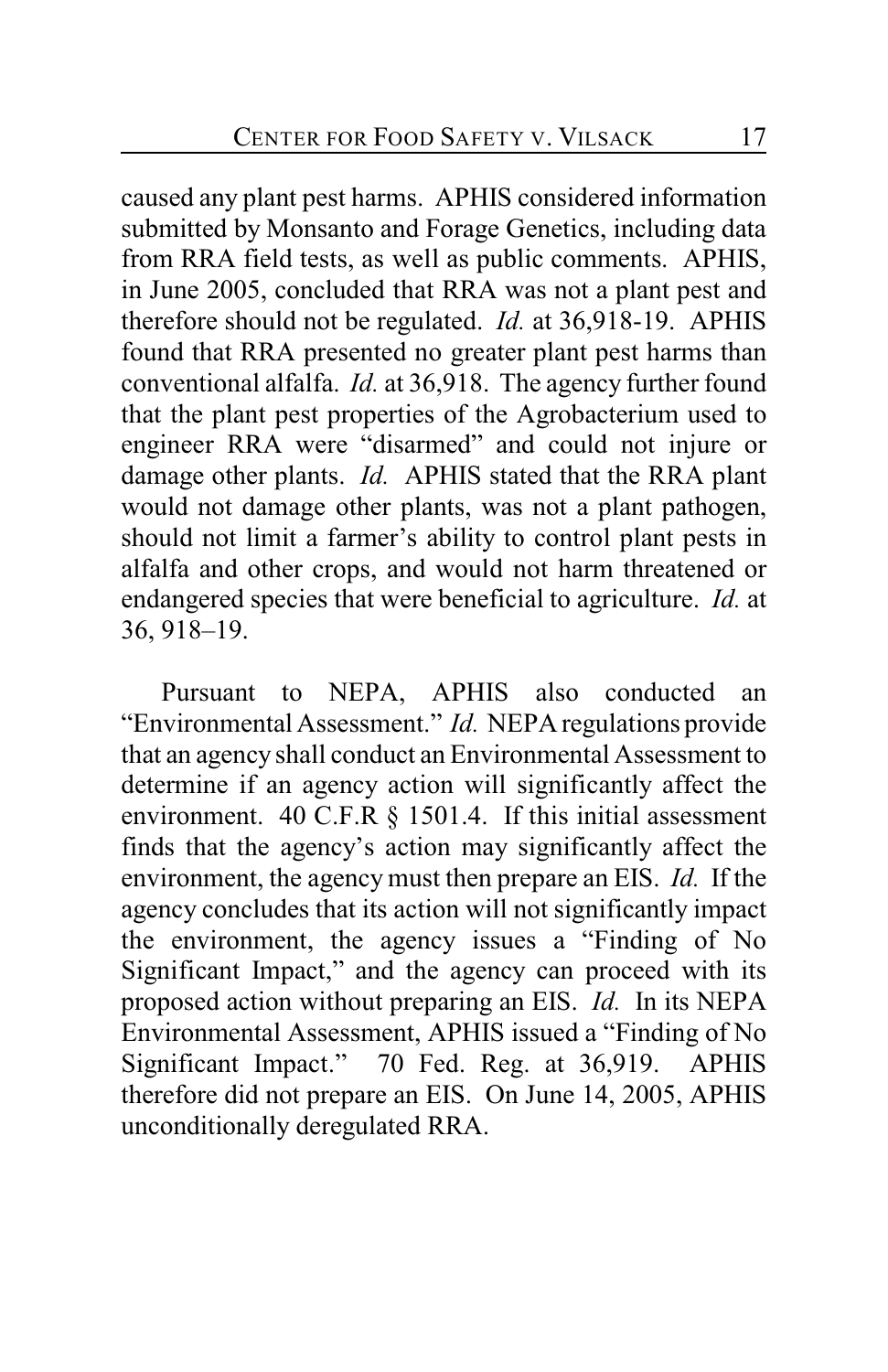caused any plant pest harms. APHIS considered information submitted by Monsanto and Forage Genetics, including data from RRA field tests, as well as public comments. APHIS, in June 2005, concluded that RRA was not a plant pest and therefore should not be regulated. *Id.* at 36,918-19. APHIS found that RRA presented no greater plant pest harms than conventional alfalfa. *Id.* at 36,918. The agency further found that the plant pest properties of the Agrobacterium used to engineer RRA were "disarmed" and could not injure or damage other plants. *Id.* APHIS stated that the RRA plant would not damage other plants, was not a plant pathogen, should not limit a farmer's ability to control plant pests in alfalfa and other crops, and would not harm threatened or endangered species that were beneficial to agriculture. *Id.* at 36, 918–19.

Pursuant to NEPA, APHIS also conducted an "Environmental Assessment." *Id.* NEPA regulations provide that an agency shall conduct an Environmental Assessment to determine if an agency action will significantly affect the environment. 40 C.F.R § 1501.4. If this initial assessment finds that the agency's action may significantly affect the environment, the agency must then prepare an EIS. *Id.* If the agency concludes that its action will not significantly impact the environment, the agency issues a "Finding of No Significant Impact," and the agency can proceed with its proposed action without preparing an EIS. *Id.* In its NEPA Environmental Assessment, APHIS issued a "Finding of No Significant Impact." 70 Fed. Reg. at 36,919. APHIS therefore did not prepare an EIS. On June 14, 2005, APHIS unconditionally deregulated RRA.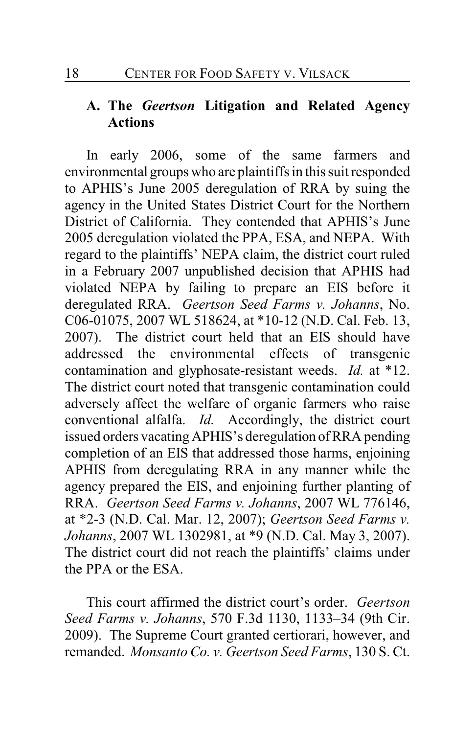### A. The *Geertson* Litigation and Related Agency Actions

In early 2006, some of the same farmers and environmental groups who are plaintiffs in this suit responded to APHIS's June 2005 deregulation of RRA by suing the agency in the United States District Court for the Northern District of California. They contended that APHIS's June 2005 deregulation violated the PPA, ESA, and NEPA. With regard to the plaintiffs' NEPA claim, the district court ruled in a February 2007 unpublished decision that APHIS had violated NEPA by failing to prepare an EIS before it deregulated RRA. *Geertson Seed Farms v. Johanns*, No. C06-01075, 2007 WL 518624, at *10-12 (N.D. Cal. Feb. 13, 2007). The district court held that an EIS should have addressed the environmental effects of transgenic contamination and glyphosate-resistant weeds. *Id.* at *12. The district court noted that transgenic contamination could adversely affect the welfare of organic farmers who raise conventional alfalfa. *Id.* Accordingly, the district court issued orders vacating APHIS's deregulation of RRA pending completion of an EIS that addressed those harms, enjoining APHIS from deregulating RRA in any manner while the agency prepared the EIS, and enjoining further planting of RRA. *Geertson Seed Farms v. Johanns*, 2007 WL 776146, at *2-3 (N.D. Cal. Mar. 12, 2007); *Geertson Seed Farms v. Johanns*, 2007 WL 1302981, at *9 (N.D. Cal. May 3, 2007). The district court did not reach the plaintiffs' claims under the PPA or the ESA.

This court affirmed the district court's order. *Geertson Seed Farms v. Johanns*, 570 F.3d 1130, 1133–34 (9th Cir. 2009). The Supreme Court granted certiorari, however, and remanded. *Monsanto Co. v. Geertson Seed Farms*, 130 S. Ct.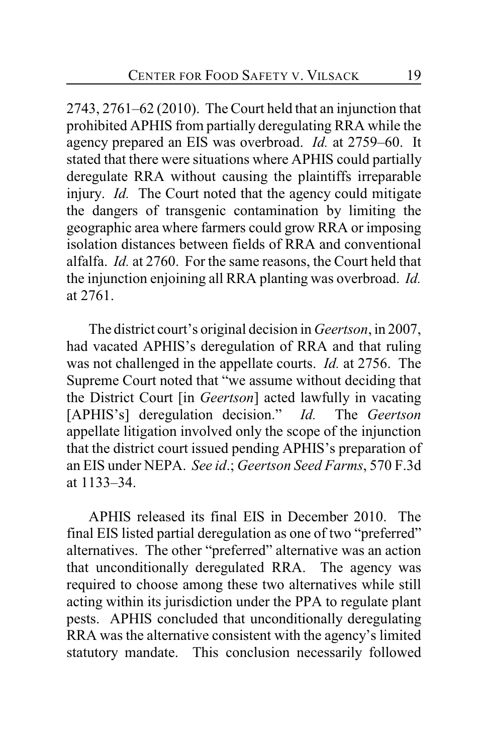2743, 2761–62 (2010). The Court held that an injunction that prohibited APHIS from partially deregulating RRA while the agency prepared an EIS was overbroad. *Id.* at 2759–60. It stated that there were situations where APHIS could partially deregulate RRA without causing the plaintiffs irreparable injury. *Id.* The Court noted that the agency could mitigate the dangers of transgenic contamination by limiting the geographic area where farmers could grow RRA or imposing isolation distances between fields of RRA and conventional alfalfa. *Id.* at 2760. For the same reasons, the Court held that the injunction enjoining all RRA planting was overbroad. *Id.* at 2761.

The district court's original decision in *Geertson*, in 2007, had vacated APHIS's deregulation of RRA and that ruling was not challenged in the appellate courts. *Id.* at 2756. The Supreme Court noted that "we assume without deciding that the District Court [in *Geertson*] acted lawfully in vacating [APHIS's] deregulation decision." *Id.* The *Geertson* appellate litigation involved only the scope of the injunction that the district court issued pending APHIS's preparation of an EIS under NEPA. *See id.*; *Geertson Seed Farms*, 570 F.3d at 1133–34.

APHIS released its final EIS in December 2010. The final EIS listed partial deregulation as one of two "preferred" alternatives. The other "preferred" alternative was an action that unconditionally deregulated RRA. The agency was required to choose among these two alternatives while still acting within its jurisdiction under the PPA to regulate plant pests. APHIS concluded that unconditionally deregulating RRA was the alternative consistent with the agency's limited statutory mandate. This conclusion necessarily followed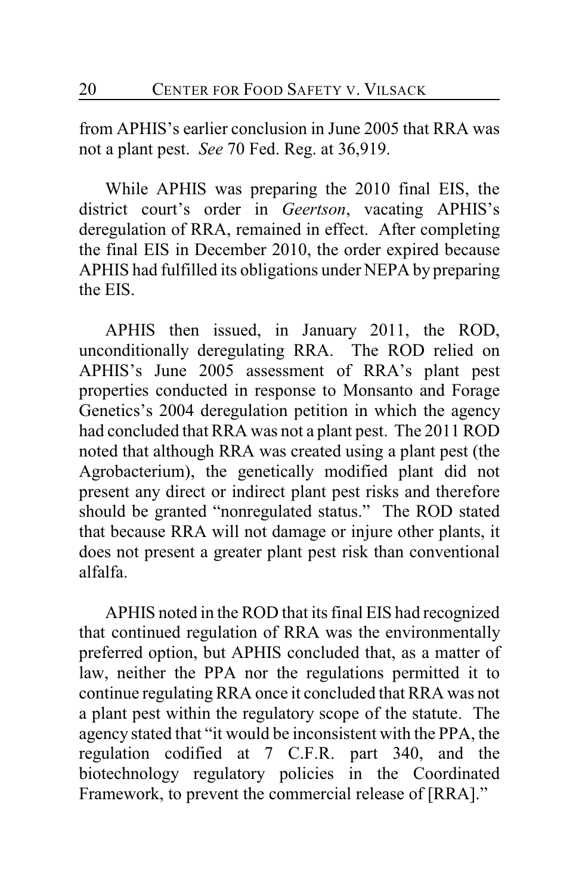from APHIS's earlier conclusion in June 2005 that RRA was not a plant pest. *See* 70 Fed. Reg. at 36,919.

While APHIS was preparing the 2010 final EIS, the district court's order in *Geertson*, vacating APHIS's deregulation of RRA, remained in effect. After completing the final EIS in December 2010, the order expired because APHIS had fulfilled its obligations under NEPA by preparing the EIS.

APHIS then issued, in January 2011, the ROD, unconditionally deregulating RRA. The ROD relied on APHIS's June 2005 assessment of RRA's plant pest properties conducted in response to Monsanto and Forage Genetics's 2004 deregulation petition in which the agency had concluded that RRA was not a plant pest. The 2011 ROD noted that although RRA was created using a plant pest (the Agrobacterium), the genetically modified plant did not present any direct or indirect plant pest risks and therefore should be granted "nonregulated status." The ROD stated that because RRA will not damage or injure other plants, it does not present a greater plant pest risk than conventional alfalfa.

APHIS noted in the ROD that its final EIS had recognized that continued regulation of RRA was the environmentally preferred option, but APHIS concluded that, as a matter of law, neither the PPA nor the regulations permitted it to continue regulating RRA once it concluded that RRA was not a plant pest within the regulatory scope of the statute. The agency stated that "it would be inconsistent with the PPA, the regulation codified at 7 C.F.R. part 340, and the biotechnology regulatory policies in the Coordinated Framework, to prevent the commercial release of [RRA]."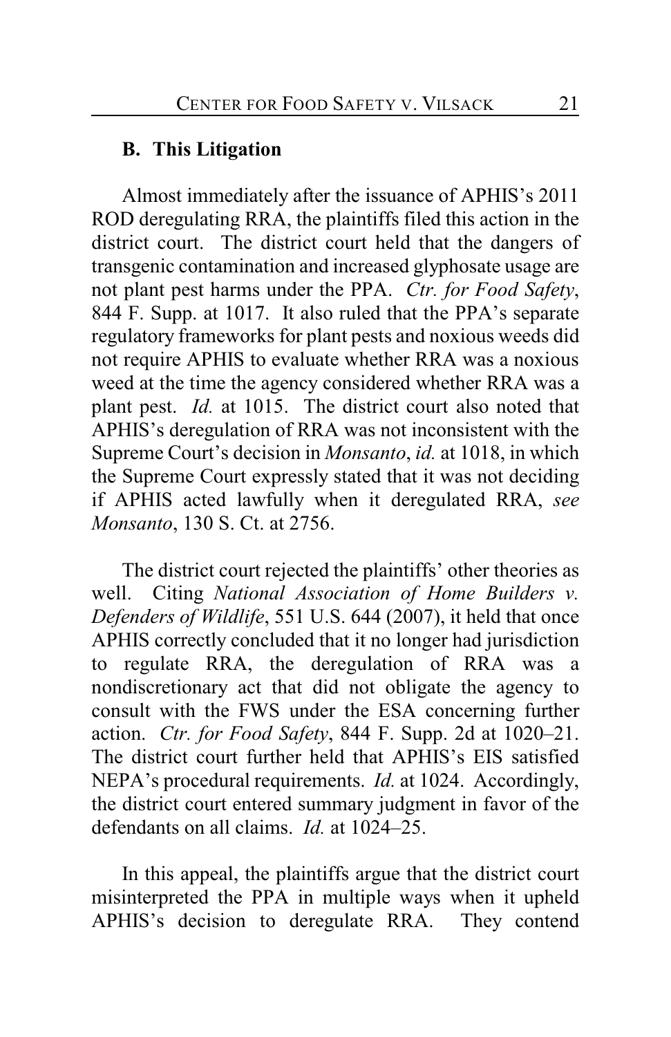### B. This Litigation

Almost immediately after the issuance of APHIS's 2011 ROD deregulating RRA, the plaintiffs filed this action in the district court. The district court held that the dangers of transgenic contamination and increased glyphosate usage are not plant pest harms under the PPA. *Ctr. for Food Safety*, 844 F. Supp. at 1017. It also ruled that the PPA's separate regulatory frameworks for plant pests and noxious weeds did not require APHIS to evaluate whether RRA was a noxious weed at the time the agency considered whether RRA was a plant pest. *Id.* at 1015. The district court also noted that APHIS's deregulation of RRA was not inconsistent with the Supreme Court's decision in *Monsanto*, *id.* at 1018, in which the Supreme Court expressly stated that it was not deciding if APHIS acted lawfully when it deregulated RRA, *see Monsanto*, 130 S. Ct. at 2756.

The district court rejected the plaintiffs' other theories as well. Citing *National Association of Home Builders v. Defenders of Wildlife*, 551 U.S. 644 (2007), it held that once APHIS correctly concluded that it no longer had jurisdiction to regulate RRA, the deregulation of RRA was a nondiscretionary act that did not obligate the agency to consult with the FWS under the ESA concerning further action. *Ctr. for Food Safety*, 844 F. Supp. 2d at 1020–21. The district court further held that APHIS's EIS satisfied NEPA's procedural requirements. *Id.* at 1024. Accordingly, the district court entered summary judgment in favor of the defendants on all claims. *Id.* at 1024–25.

In this appeal, the plaintiffs argue that the district court misinterpreted the PPA in multiple ways when it upheld APHIS's decision to deregulate RRA. They contend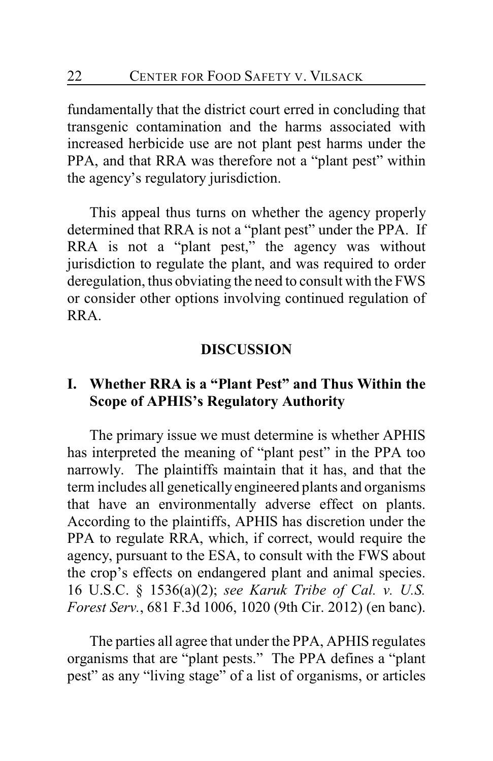fundamentally that the district court erred in concluding that transgenic contamination and the harms associated with increased herbicide use are not plant pest harms under the PPA, and that RRA was therefore not a "plant pest" within the agency's regulatory jurisdiction.

This appeal thus turns on whether the agency properly determined that RRA is not a "plant pest" under the PPA. If RRA is not a "plant pest," the agency was without jurisdiction to regulate the plant, and was required to order deregulation, thus obviating the need to consult with the FWS or consider other options involving continued regulation of RRA.

## DISCUSSION

### I. Whether RRA is a "Plant Pest" and Thus Within the Scope of APHIS's Regulatory Authority

The primary issue we must determine is whether APHIS has interpreted the meaning of "plant pest" in the PPA too narrowly. The plaintiffs maintain that it has, and that the term includes all genetically engineered plants and organisms that have an environmentally adverse effect on plants. According to the plaintiffs, APHIS has discretion under the PPA to regulate RRA, which, if correct, would require the agency, pursuant to the ESA, to consult with the FWS about the crop's effects on endangered plant and animal species. 16 U.S.C. § 1536(a)(2); *see Karuk Tribe of Cal. v. U.S. Forest Serv.*, 681 F.3d 1006, 1020 (9th Cir. 2012) (en banc).

The parties all agree that under the PPA, APHIS regulates organisms that are "plant pests." The PPA defines a "plant pest" as any "living stage" of a list of organisms, or articles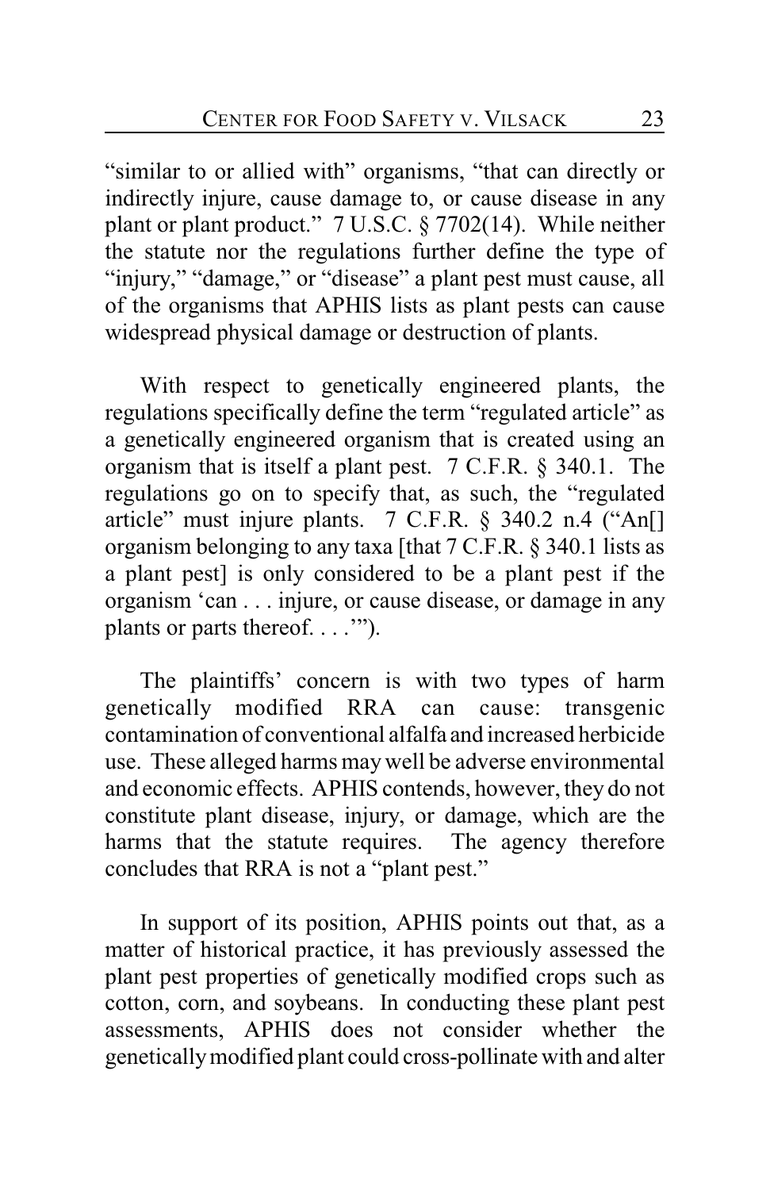"similar to or allied with" organisms, "that can directly or indirectly injure, cause damage to, or cause disease in any plant or plant product." 7 U.S.C. § 7702(14). While neither the statute nor the regulations further define the type of "injury," "damage," or "disease" a plant pest must cause, all of the organisms that APHIS lists as plant pests can cause widespread physical damage or destruction of plants.

With respect to genetically engineered plants, the regulations specifically define the term "regulated article" as a genetically engineered organism that is created using an organism that is itself a plant pest. 7 C.F.R. § 340.1. The regulations go on to specify that, as such, the "regulated article" must injure plants. 7 C.F.R. § 340.2 n.4 ("An[] organism belonging to any taxa [that 7 C.F.R. § 340.1 lists as a plant pest] is only considered to be a plant pest if the organism 'can . . . injure, or cause disease, or damage in any plants or parts thereof. . . .'").

The plaintiffs' concern is with two types of harm genetically modified RRA can cause: transgenic contamination of conventional alfalfa and increased herbicide use. These alleged harms may well be adverse environmental and economic effects. APHIS contends, however, they do not constitute plant disease, injury, or damage, which are the harms that the statute requires. The agency therefore concludes that RRA is not a "plant pest."

In support of its position, APHIS points out that, as a matter of historical practice, it has previously assessed the plant pest properties of genetically modified crops such as cotton, corn, and soybeans. In conducting these plant pest assessments, APHIS does not consider whether the genetically modified plant could cross-pollinate with and alter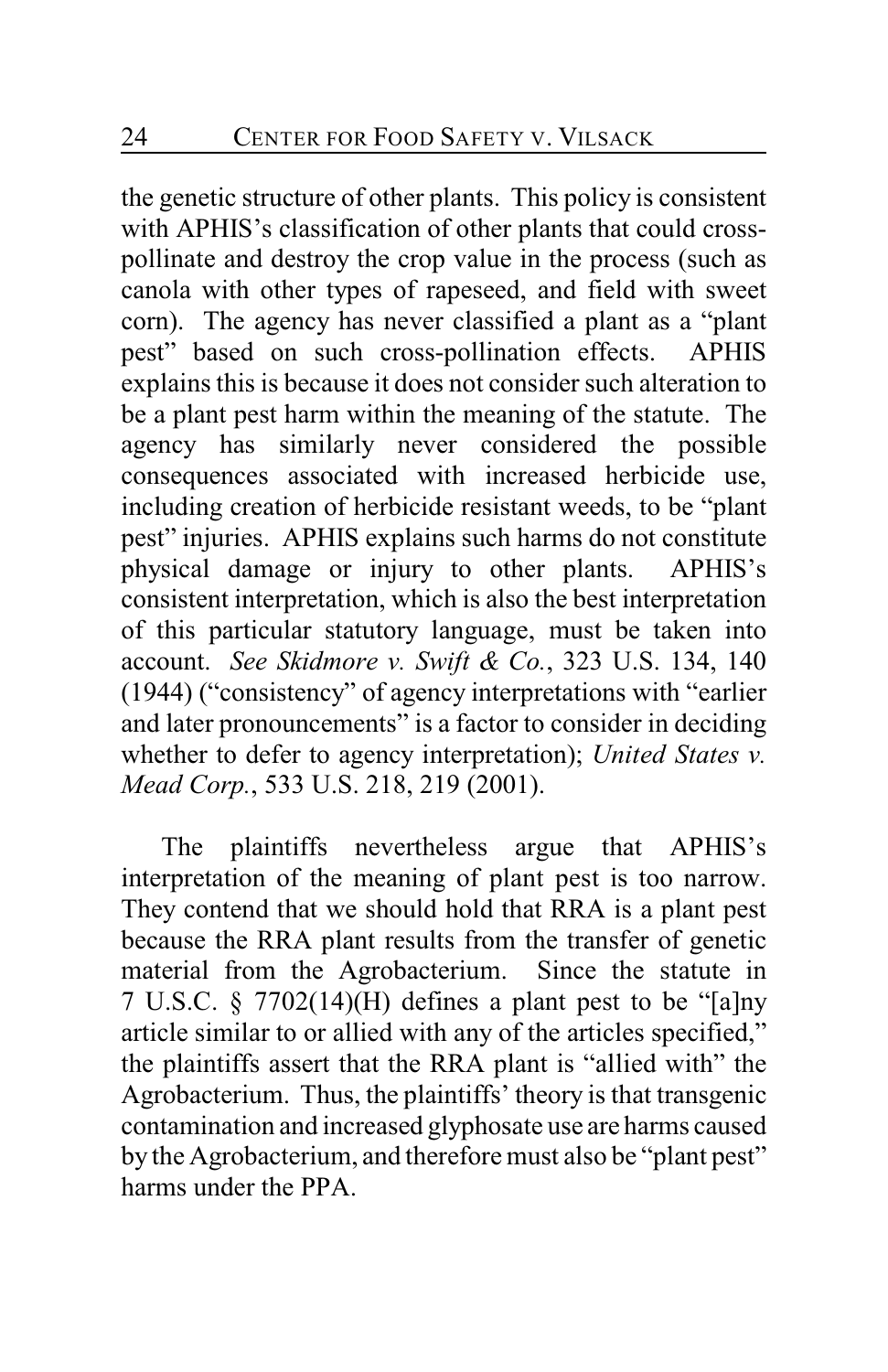the genetic structure of other plants. This policy is consistent with APHIS's classification of other plants that could cross-pollinate and destroy the crop value in the process (such as canola with other types of rapeseed, and field with sweet corn). The agency has never classified a plant as a "plant pest" based on such cross-pollination effects. APHIS explains this is because it does not consider such alteration to be a plant pest harm within the meaning of the statute. The agency has similarly never considered the possible consequences associated with increased herbicide use, including creation of herbicide resistant weeds, to be "plant pest" injuries. APHIS explains such harms do not constitute physical damage or injury to other plants. APHIS's consistent interpretation, which is also the best interpretation of this particular statutory language, must be taken into account. *See Skidmore v. Swift & Co.*, 323 U.S. 134, 140 (1944) ("consistency" of agency interpretations with "earlier and later pronouncements" is a factor to consider in deciding whether to defer to agency interpretation); *United States v. Mead Corp.*, 533 U.S. 218, 219 (2001).

The plaintiffs nevertheless argue that APHIS's interpretation of the meaning of plant pest is too narrow. They contend that we should hold that RRA is a plant pest because the RRA plant results from the transfer of genetic material from the Agrobacterium. Since the statute in 7 U.S.C. § 7702(14)(H) defines a plant pest to be "[a]ny article similar to or allied with any of the articles specified," the plaintiffs assert that the RRA plant is "allied with" the Agrobacterium. Thus, the plaintiffs' theory is that transgenic contamination and increased glyphosate use are harms caused by the Agrobacterium, and therefore must also be "plant pest" harms under the PPA.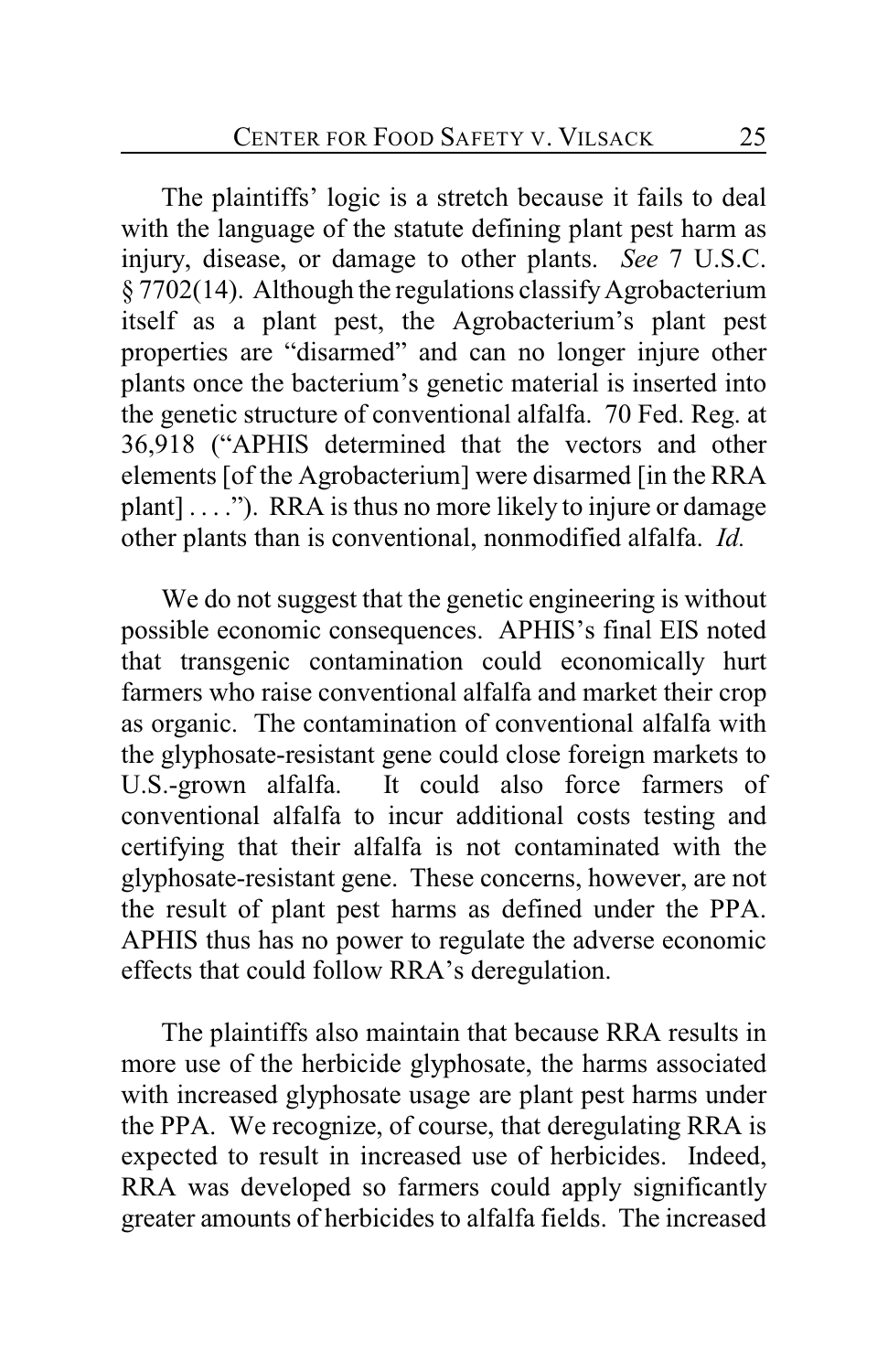The plaintiffs' logic is a stretch because it fails to deal with the language of the statute defining plant pest harm as injury, disease, or damage to other plants. *See* 7 U.S.C. § 7702(14). Although the regulations classify Agrobacterium itself as a plant pest, the Agrobacterium's plant pest properties are "disarmed" and can no longer injure other plants once the bacterium's genetic material is inserted into the genetic structure of conventional alfalfa. 70 Fed. Reg. at 36,918 ("APHIS determined that the vectors and other elements [of the Agrobacterium] were disarmed [in the RRA plant] . . . ."). RRA is thus no more likely to injure or damage other plants than is conventional, nonmodified alfalfa. *Id.*

We do not suggest that the genetic engineering is without possible economic consequences. APHIS's final EIS noted that transgenic contamination could economically hurt farmers who raise conventional alfalfa and market their crop as organic. The contamination of conventional alfalfa with the glyphosate-resistant gene could close foreign markets to U.S.-grown alfalfa. It could also force farmers of conventional alfalfa to incur additional costs testing and certifying that their alfalfa is not contaminated with the glyphosate-resistant gene. These concerns, however, are not the result of plant pest harms as defined under the PPA. APHIS thus has no power to regulate the adverse economic effects that could follow RRA's deregulation.

The plaintiffs also maintain that because RRA results in more use of the herbicide glyphosate, the harms associated with increased glyphosate usage are plant pest harms under the PPA. We recognize, of course, that deregulating RRA is expected to result in increased use of herbicides. Indeed, RRA was developed so farmers could apply significantly greater amounts of herbicides to alfalfa fields. The increased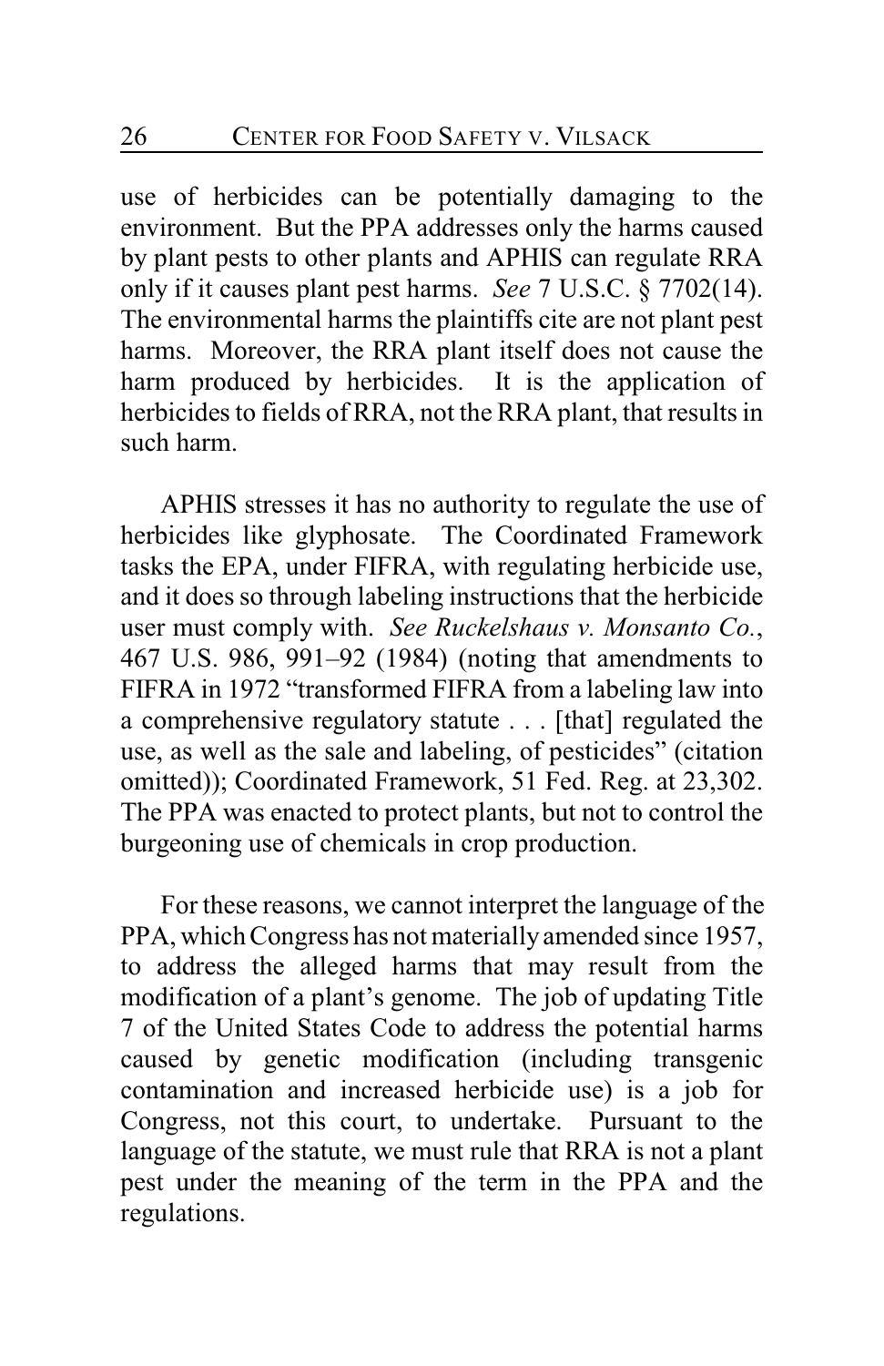use of herbicides can be potentially damaging to the environment. But the PPA addresses only the harms caused by plant pests to other plants and APHIS can regulate RRA only if it causes plant pest harms. *See* 7 U.S.C. § 7702(14). The environmental harms the plaintiffs cite are not plant pest harms. Moreover, the RRA plant itself does not cause the harm produced by herbicides. It is the application of herbicides to fields of RRA, not the RRA plant, that results in such harm.

APHIS stresses it has no authority to regulate the use of herbicides like glyphosate. The Coordinated Framework tasks the EPA, under FIFRA, with regulating herbicide use, and it does so through labeling instructions that the herbicide user must comply with. *See Ruckelshaus v. Monsanto Co.*, 467 U.S. 986, 991–92 (1984) (noting that amendments to FIFRA in 1972 "transformed FIFRA from a labeling law into a comprehensive regulatory statute . . . [that] regulated the use, as well as the sale and labeling, of pesticides" (citation omitted)); Coordinated Framework, 51 Fed. Reg. at 23,302. The PPA was enacted to protect plants, but not to control the burgeoning use of chemicals in crop production.

For these reasons, we cannot interpret the language of the PPA, which Congress has not materially amended since 1957, to address the alleged harms that may result from the modification of a plant's genome. The job of updating Title 7 of the United States Code to address the potential harms caused by genetic modification (including transgenic contamination and increased herbicide use) is a job for Congress, not this court, to undertake. Pursuant to the language of the statute, we must rule that RRA is not a plant pest under the meaning of the term in the PPA and the regulations.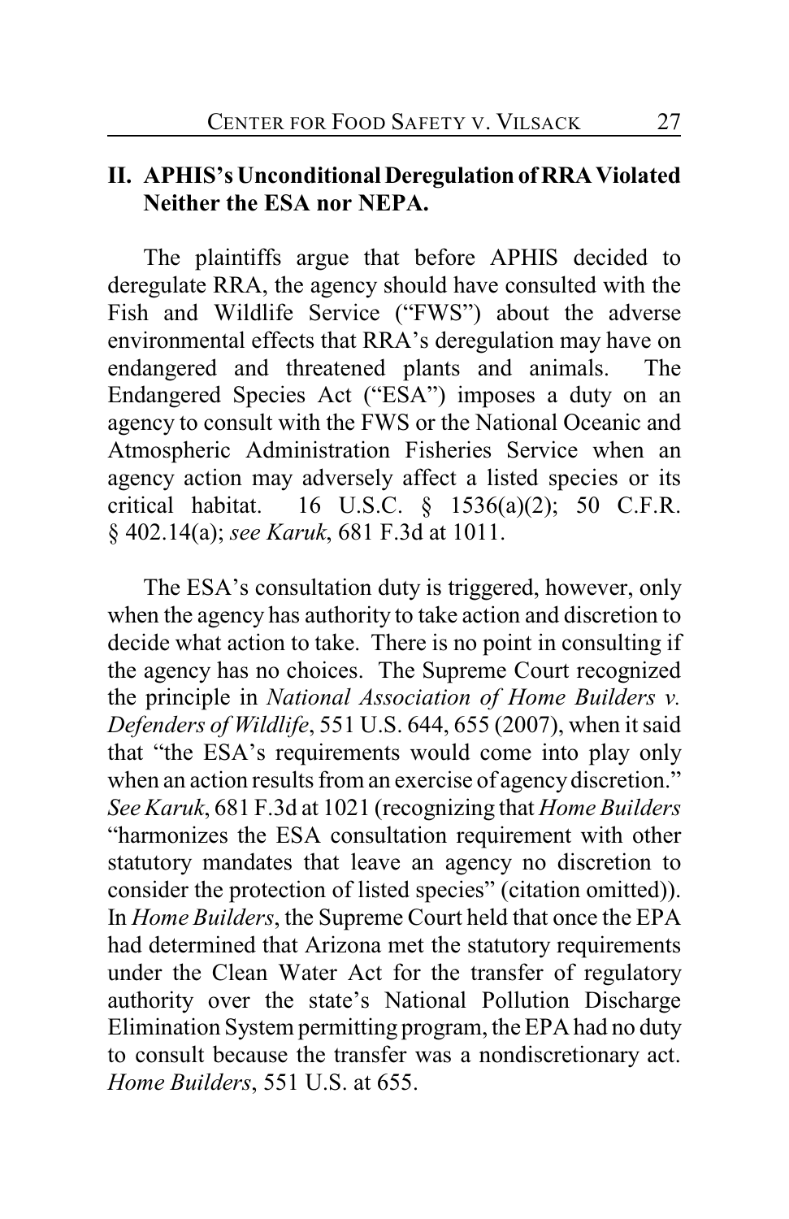## II. APHIS's Unconditional Deregulation of RRA Violated Neither the ESA nor NEPA.

The plaintiffs argue that before APHIS decided to deregulate RRA, the agency should have consulted with the Fish and Wildlife Service ("FWS") about the adverse environmental effects that RRA's deregulation may have on endangered and threatened plants and animals. The Endangered Species Act ("ESA") imposes a duty on an agency to consult with the FWS or the National Oceanic and Atmospheric Administration Fisheries Service when an agency action may adversely affect a listed species or its critical habitat. 16 U.S.C. § 1536(a)(2); 50 C.F.R. § 402.14(a); *see Karuk*, 681 F.3d at 1011.

The ESA's consultation duty is triggered, however, only when the agency has authority to take action and discretion to decide what action to take. There is no point in consulting if the agency has no choices. The Supreme Court recognized the principle in *National Association of Home Builders v. Defenders of Wildlife*, 551 U.S. 644, 655 (2007), when it said that "the ESA's requirements would come into play only when an action results from an exercise of agency discretion." *See Karuk*, 681 F.3d at 1021 (recognizing that *Home Builders* "harmonizes the ESA consultation requirement with other statutory mandates that leave an agency no discretion to consider the protection of listed species" (citation omitted)). In *Home Builders*, the Supreme Court held that once the EPA had determined that Arizona met the statutory requirements under the Clean Water Act for the transfer of regulatory authority over the state's National Pollution Discharge Elimination System permitting program, the EPA had no duty to consult because the transfer was a nondiscretionary act. *Home Builders*, 551 U.S. at 655.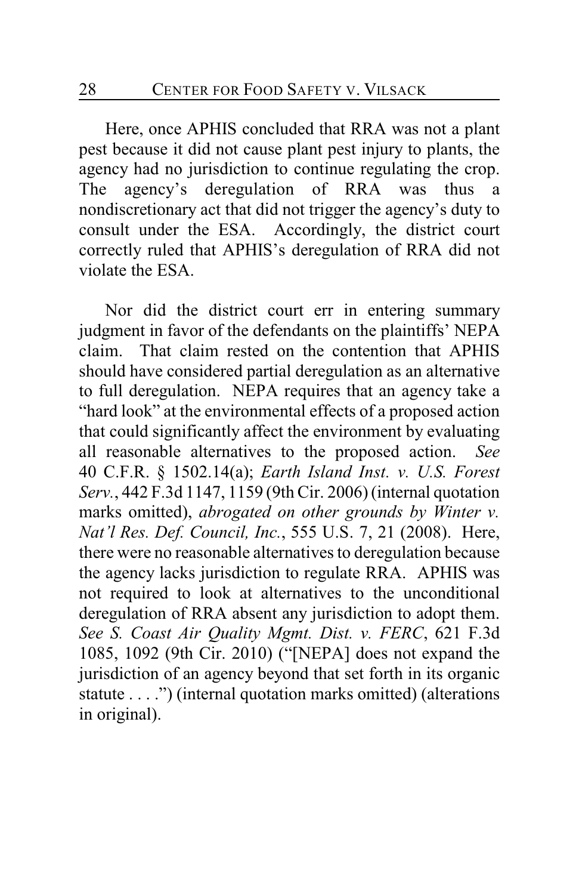Here, once APHIS concluded that RRA was not a plant pest because it did not cause plant pest injury to plants, the agency had no jurisdiction to continue regulating the crop. The agency's deregulation of RRA was thus a nondiscretionary act that did not trigger the agency's duty to consult under the ESA. Accordingly, the district court correctly ruled that APHIS's deregulation of RRA did not violate the ESA.

Nor did the district court err in entering summary judgment in favor of the defendants on the plaintiffs' NEPA claim. That claim rested on the contention that APHIS should have considered partial deregulation as an alternative to full deregulation. NEPA requires that an agency take a "hard look" at the environmental effects of a proposed action that could significantly affect the environment by evaluating all reasonable alternatives to the proposed action. *See* 40 C.F.R. § 1502.14(a); *Earth Island Inst. v. U.S. Forest Serv.*, 442 F.3d 1147, 1159 (9th Cir. 2006) (internal quotation marks omitted), *abrogated on other grounds by Winter v. Nat'l Res. Def. Council, Inc.*, 555 U.S. 7, 21 (2008). Here, there were no reasonable alternatives to deregulation because the agency lacks jurisdiction to regulate RRA. APHIS was not required to look at alternatives to the unconditional deregulation of RRA absent any jurisdiction to adopt them. *See S. Coast Air Quality Mgmt. Dist. v. FERC*, 621 F.3d 1085, 1092 (9th Cir. 2010) ("[NEPA] does not expand the jurisdiction of an agency beyond that set forth in its organic statute . . . .") (internal quotation marks omitted) (alterations in original).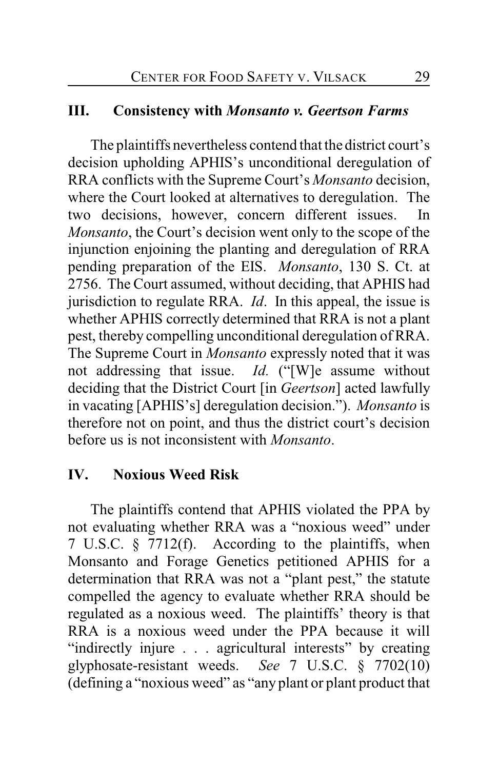## III. Consistency with *Monsanto v. Geertson Farms*

The plaintiffs nevertheless contend that the district court's decision upholding APHIS's unconditional deregulation of RRA conflicts with the Supreme Court's *Monsanto* decision, where the Court looked at alternatives to deregulation. The two decisions, however, concern different issues. In *Monsanto*, the Court's decision went only to the scope of the injunction enjoining the planting and deregulation of RRA pending preparation of the EIS. *Monsanto*, 130 S. Ct. at 2756. The Court assumed, without deciding, that APHIS had jurisdiction to regulate RRA. *Id*. In this appeal, the issue is whether APHIS correctly determined that RRA is not a plant pest, thereby compelling unconditional deregulation of RRA. The Supreme Court in *Monsanto* expressly noted that it was not addressing that issue. *Id.* ("[W]e assume without deciding that the District Court [in *Geertson*] acted lawfully in vacating [APHIS's] deregulation decision."). *Monsanto* is therefore not on point, and thus the district court's decision before us is not inconsistent with *Monsanto*.

## IV. Noxious Weed Risk

The plaintiffs contend that APHIS violated the PPA by not evaluating whether RRA was a "noxious weed" under 7 U.S.C. § 7712(f). According to the plaintiffs, when Monsanto and Forage Genetics petitioned APHIS for a determination that RRA was not a "plant pest," the statute compelled the agency to evaluate whether RRA should be regulated as a noxious weed. The plaintiffs' theory is that RRA is a noxious weed under the PPA because it will "indirectly injure . . . agricultural interests" by creating glyphosate-resistant weeds. *See* 7 U.S.C. § 7702(10) (defining a "noxious weed" as "any plant or plant product that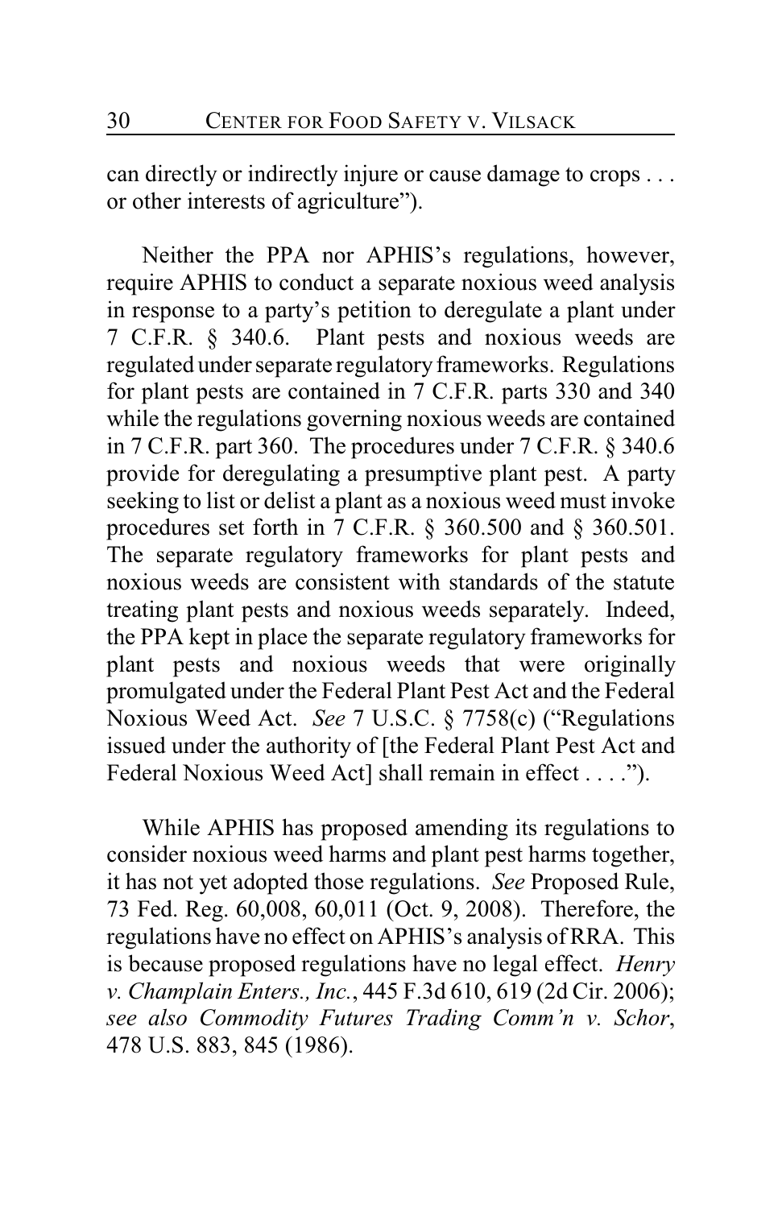can directly or indirectly injure or cause damage to crops . . . or other interests of agriculture").

Neither the PPA nor APHIS's regulations, however, require APHIS to conduct a separate noxious weed analysis in response to a party's petition to deregulate a plant under 7 C.F.R. § 340.6. Plant pests and noxious weeds are regulated under separate regulatory frameworks. Regulations for plant pests are contained in 7 C.F.R. parts 330 and 340 while the regulations governing noxious weeds are contained in 7 C.F.R. part 360. The procedures under 7 C.F.R. § 340.6 provide for deregulating a presumptive plant pest. A party seeking to list or delist a plant as a noxious weed must invoke procedures set forth in 7 C.F.R. § 360.500 and § 360.501. The separate regulatory frameworks for plant pests and noxious weeds are consistent with standards of the statute treating plant pests and noxious weeds separately. Indeed, the PPA kept in place the separate regulatory frameworks for plant pests and noxious weeds that were originally promulgated under the Federal Plant Pest Act and the Federal Noxious Weed Act. *See* 7 U.S.C. § 7758(c) ("Regulations issued under the authority of [the Federal Plant Pest Act and Federal Noxious Weed Act] shall remain in effect . . . .").

While APHIS has proposed amending its regulations to consider noxious weed harms and plant pest harms together, it has not yet adopted those regulations. *See* Proposed Rule, 73 Fed. Reg. 60,008, 60,011 (Oct. 9, 2008). Therefore, the regulations have no effect on APHIS's analysis of RRA. This is because proposed regulations have no legal effect. *Henry v. Champlain Enters., Inc.*, 445 F.3d 610, 619 (2d Cir. 2006); *see also Commodity Futures Trading Comm'n v. Schor*, 478 U.S. 883, 845 (1986).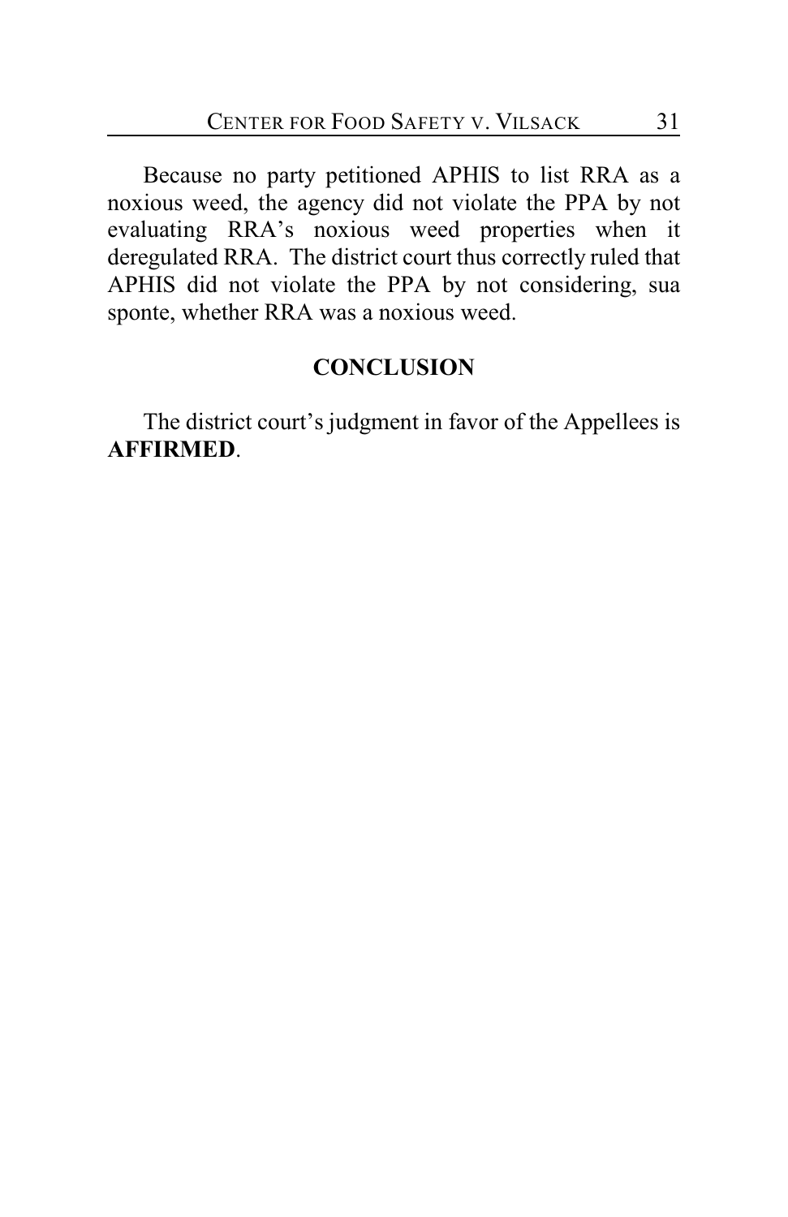Because no party petitioned APHIS to list RRA as a noxious weed, the agency did not violate the PPA by not evaluating RRA's noxious weed properties when it deregulated RRA. The district court thus correctly ruled that APHIS did not violate the PPA by not considering, sua sponte, whether RRA was a noxious weed.

## CONCLUSION

The district court's judgment in favor of the Appellees is **AFFIRMED**.